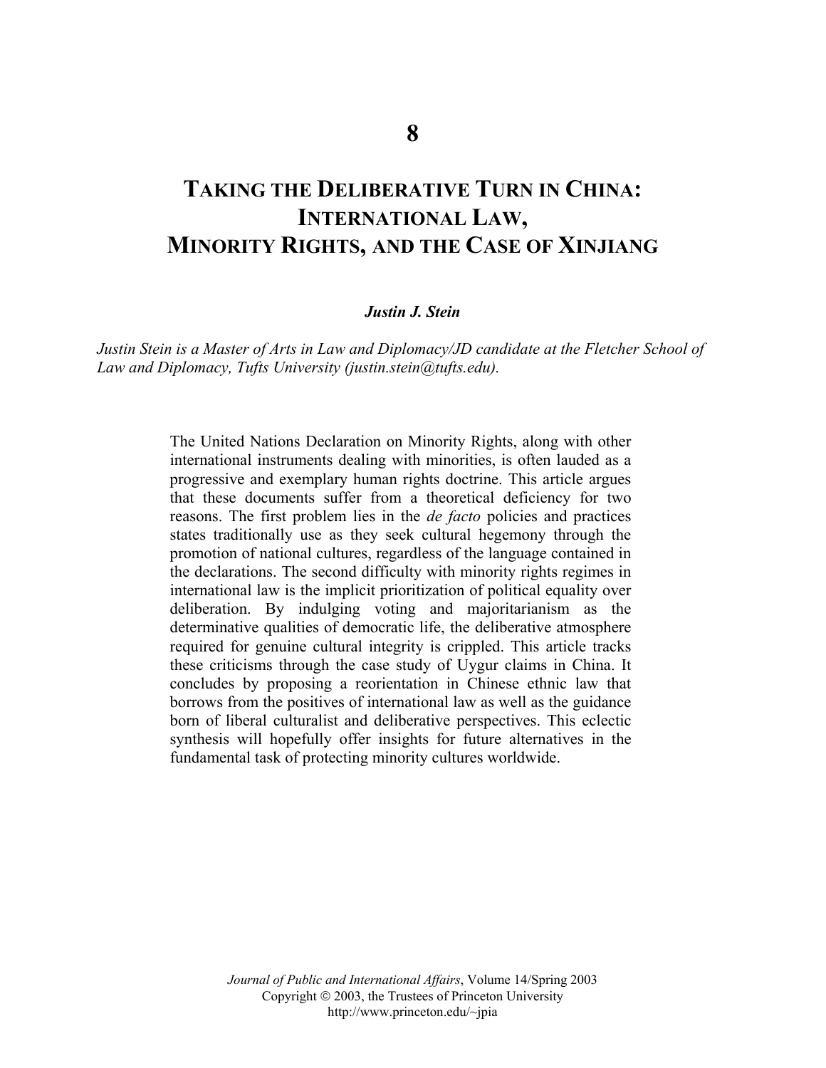8

# TAKING THE DELIBERATIVE TURN IN CHINA: INTERNATIONAL LAW, MINORITY RIGHTS, AND THE CASE OF XINJIANG

***Justin J. Stein***

*Justin Stein is a Master of Arts in Law and Diplomacy/JD candidate at the Fletcher School of Law and Diplomacy, Tufts University (justin.stein@tufts.edu).*

The United Nations Declaration on Minority Rights, along with other international instruments dealing with minorities, is often lauded as a progressive and exemplary human rights doctrine. This article argues that these documents suffer from a theoretical deficiency for two reasons. The first problem lies in the *de facto* policies and practices states traditionally use as they seek cultural hegemony through the promotion of national cultures, regardless of the language contained in the declarations. The second difficulty with minority rights regimes in international law is the implicit prioritization of political equality over deliberation. By indulging voting and majoritarianism as the determinative qualities of democratic life, the deliberative atmosphere required for genuine cultural integrity is crippled. This article tracks these criticisms through the case study of Uygur claims in China. It concludes by proposing a reorientation in Chinese ethnic law that borrows from the positives of international law as well as the guidance born of liberal culturalist and deliberative perspectives. This eclectic synthesis will hopefully offer insights for future alternatives in the fundamental task of protecting minority cultures worldwide.

*Journal of Public and International Affairs*, Volume 14/Spring 2003
Copyright © 2003, the Trustees of Princeton University
http://www.princeton.edu/~jpia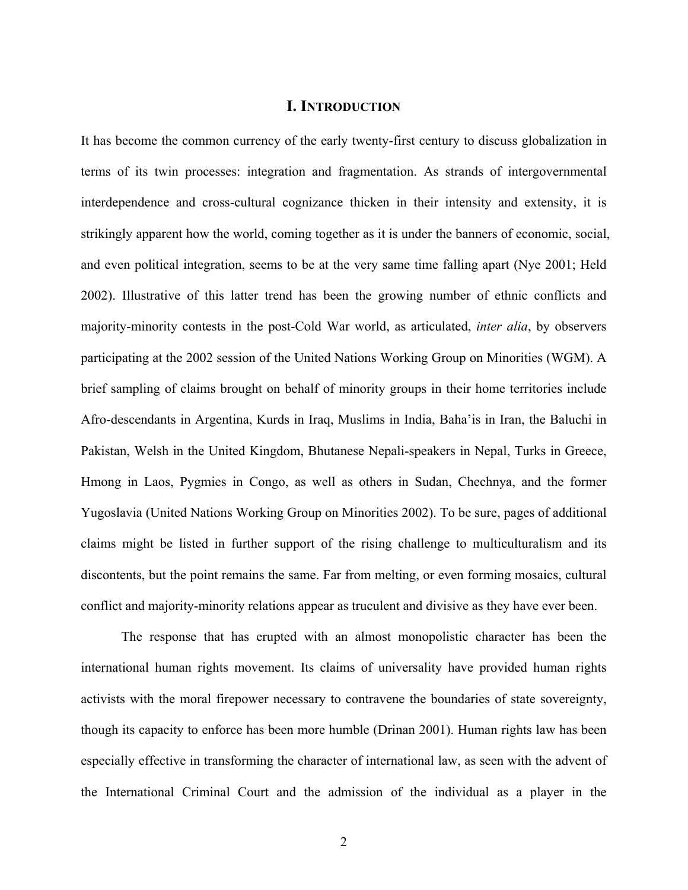# I. INTRODUCTION

It has become the common currency of the early twenty-first century to discuss globalization in terms of its twin processes: integration and fragmentation. As strands of intergovernmental interdependence and cross-cultural cognizance thicken in their intensity and extensity, it is strikingly apparent how the world, coming together as it is under the banners of economic, social, and even political integration, seems to be at the very same time falling apart (Nye 2001; Held 2002). Illustrative of this latter trend has been the growing number of ethnic conflicts and majority-minority contests in the post-Cold War world, as articulated, *inter alia*, by observers participating at the 2002 session of the United Nations Working Group on Minorities (WGM). A brief sampling of claims brought on behalf of minority groups in their home territories include Afro-descendants in Argentina, Kurds in Iraq, Muslims in India, Baha'is in Iran, the Baluchi in Pakistan, Welsh in the United Kingdom, Bhutanese Nepali-speakers in Nepal, Turks in Greece, Hmong in Laos, Pygmies in Congo, as well as others in Sudan, Chechnya, and the former Yugoslavia (United Nations Working Group on Minorities 2002). To be sure, pages of additional claims might be listed in further support of the rising challenge to multiculturalism and its discontents, but the point remains the same. Far from melting, or even forming mosaics, cultural conflict and majority-minority relations appear as truculent and divisive as they have ever been.

The response that has erupted with an almost monopolistic character has been the international human rights movement. Its claims of universality have provided human rights activists with the moral firepower necessary to contravene the boundaries of state sovereignty, though its capacity to enforce has been more humble (Drinan 2001). Human rights law has been especially effective in transforming the character of international law, as seen with the advent of the International Criminal Court and the admission of the individual as a player in the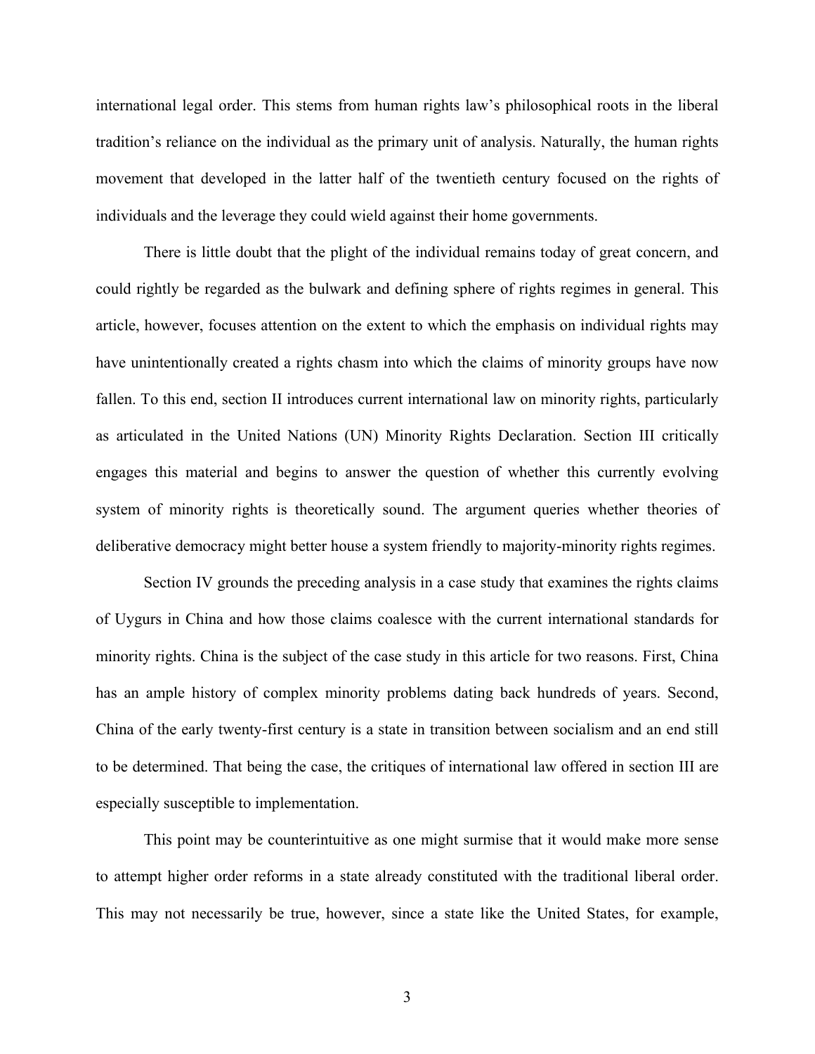international legal order. This stems from human rights law's philosophical roots in the liberal tradition's reliance on the individual as the primary unit of analysis. Naturally, the human rights movement that developed in the latter half of the twentieth century focused on the rights of individuals and the leverage they could wield against their home governments.

There is little doubt that the plight of the individual remains today of great concern, and could rightly be regarded as the bulwark and defining sphere of rights regimes in general. This article, however, focuses attention on the extent to which the emphasis on individual rights may have unintentionally created a rights chasm into which the claims of minority groups have now fallen. To this end, section II introduces current international law on minority rights, particularly as articulated in the United Nations (UN) Minority Rights Declaration. Section III critically engages this material and begins to answer the question of whether this currently evolving system of minority rights is theoretically sound. The argument queries whether theories of deliberative democracy might better house a system friendly to majority-minority rights regimes.

Section IV grounds the preceding analysis in a case study that examines the rights claims of Uygurs in China and how those claims coalesce with the current international standards for minority rights. China is the subject of the case study in this article for two reasons. First, China has an ample history of complex minority problems dating back hundreds of years. Second, China of the early twenty-first century is a state in transition between socialism and an end still to be determined. That being the case, the critiques of international law offered in section III are especially susceptible to implementation.

This point may be counterintuitive as one might surmise that it would make more sense to attempt higher order reforms in a state already constituted with the traditional liberal order. This may not necessarily be true, however, since a state like the United States, for example,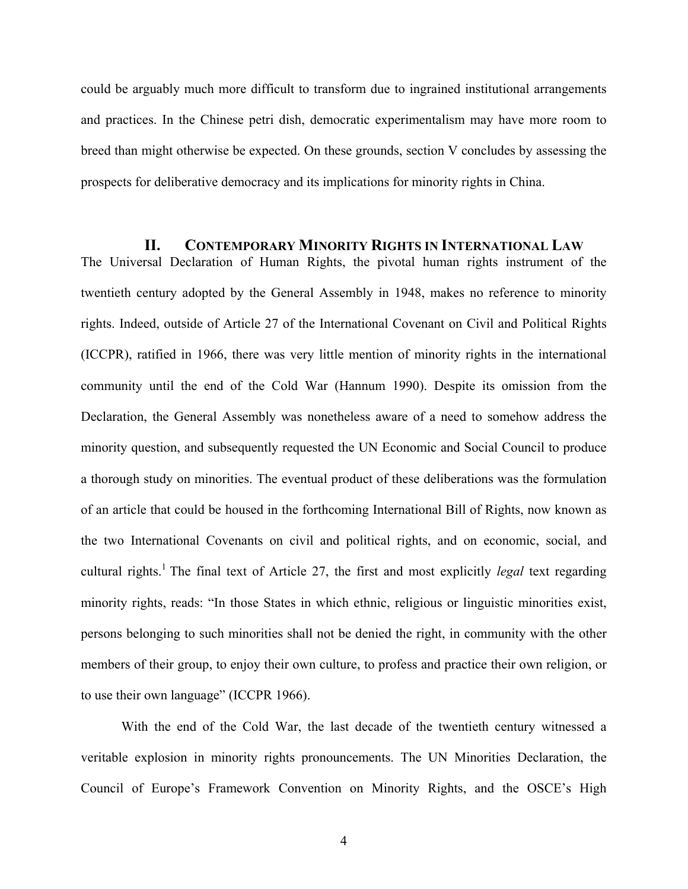could be arguably much more difficult to transform due to ingrained institutional arrangements and practices. In the Chinese petri dish, democratic experimentalism may have more room to breed than might otherwise be expected. On these grounds, section V concludes by assessing the prospects for deliberative democracy and its implications for minority rights in China.

## II. CONTEMPORARY MINORITY RIGHTS IN INTERNATIONAL LAW

The Universal Declaration of Human Rights, the pivotal human rights instrument of the twentieth century adopted by the General Assembly in 1948, makes no reference to minority rights. Indeed, outside of Article 27 of the International Covenant on Civil and Political Rights (ICCPR), ratified in 1966, there was very little mention of minority rights in the international community until the end of the Cold War (Hannum 1990). Despite its omission from the Declaration, the General Assembly was nonetheless aware of a need to somehow address the minority question, and subsequently requested the UN Economic and Social Council to produce a thorough study on minorities. The eventual product of these deliberations was the formulation of an article that could be housed in the forthcoming International Bill of Rights, now known as the two International Covenants on civil and political rights, and on economic, social, and cultural rights.[1] The final text of Article 27, the first and most explicitly *legal* text regarding minority rights, reads: "In those States in which ethnic, religious or linguistic minorities exist, persons belonging to such minorities shall not be denied the right, in community with the other members of their group, to enjoy their own culture, to profess and practice their own religion, or to use their own language" (ICCPR 1966).

With the end of the Cold War, the last decade of the twentieth century witnessed a veritable explosion in minority rights pronouncements. The UN Minorities Declaration, the Council of Europe's Framework Convention on Minority Rights, and the OSCE's High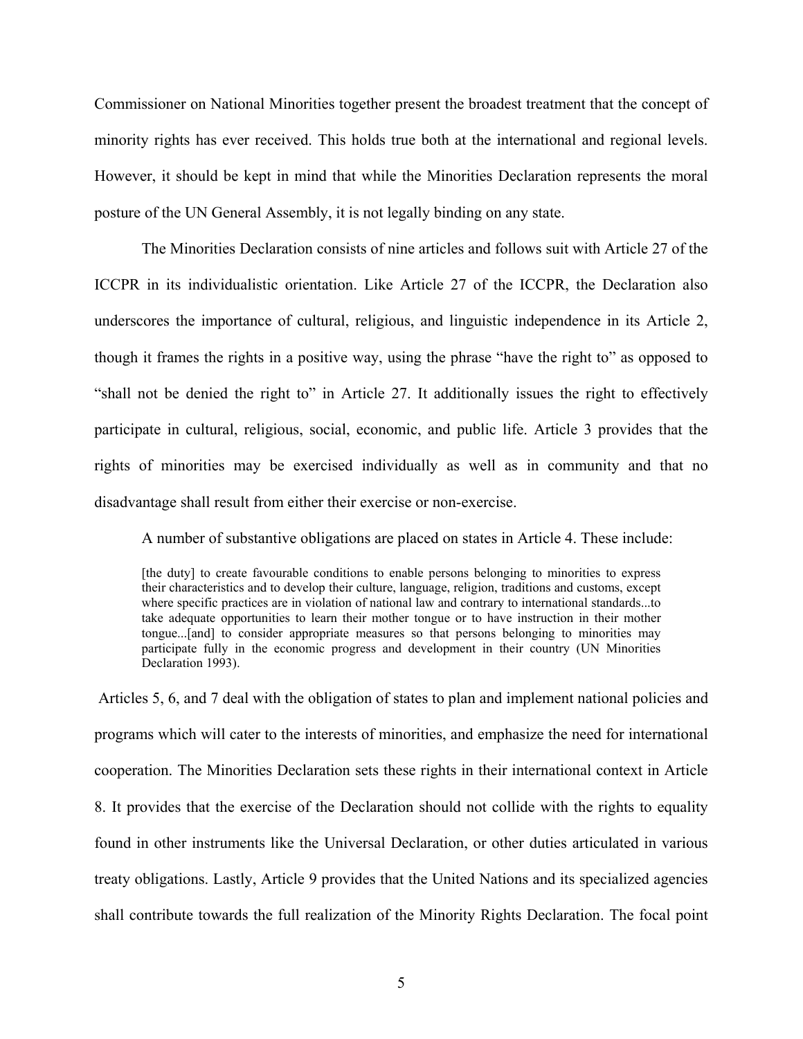Commissioner on National Minorities together present the broadest treatment that the concept of minority rights has ever received. This holds true both at the international and regional levels. However, it should be kept in mind that while the Minorities Declaration represents the moral posture of the UN General Assembly, it is not legally binding on any state.

The Minorities Declaration consists of nine articles and follows suit with Article 27 of the ICCPR in its individualistic orientation. Like Article 27 of the ICCPR, the Declaration also underscores the importance of cultural, religious, and linguistic independence in its Article 2, though it frames the rights in a positive way, using the phrase "have the right to" as opposed to "shall not be denied the right to" in Article 27. It additionally issues the right to effectively participate in cultural, religious, social, economic, and public life. Article 3 provides that the rights of minorities may be exercised individually as well as in community and that no disadvantage shall result from either their exercise or non-exercise.

A number of substantive obligations are placed on states in Article 4. These include:

> [the duty] to create favourable conditions to enable persons belonging to minorities to express their characteristics and to develop their culture, language, religion, traditions and customs, except where specific practices are in violation of national law and contrary to international standards...to take adequate opportunities to learn their mother tongue or to have instruction in their mother tongue...[and] to consider appropriate measures so that persons belonging to minorities may participate fully in the economic progress and development in their country (UN Minorities Declaration 1993).

Articles 5, 6, and 7 deal with the obligation of states to plan and implement national policies and programs which will cater to the interests of minorities, and emphasize the need for international cooperation. The Minorities Declaration sets these rights in their international context in Article 8. It provides that the exercise of the Declaration should not collide with the rights to equality found in other instruments like the Universal Declaration, or other duties articulated in various treaty obligations. Lastly, Article 9 provides that the United Nations and its specialized agencies shall contribute towards the full realization of the Minority Rights Declaration. The focal point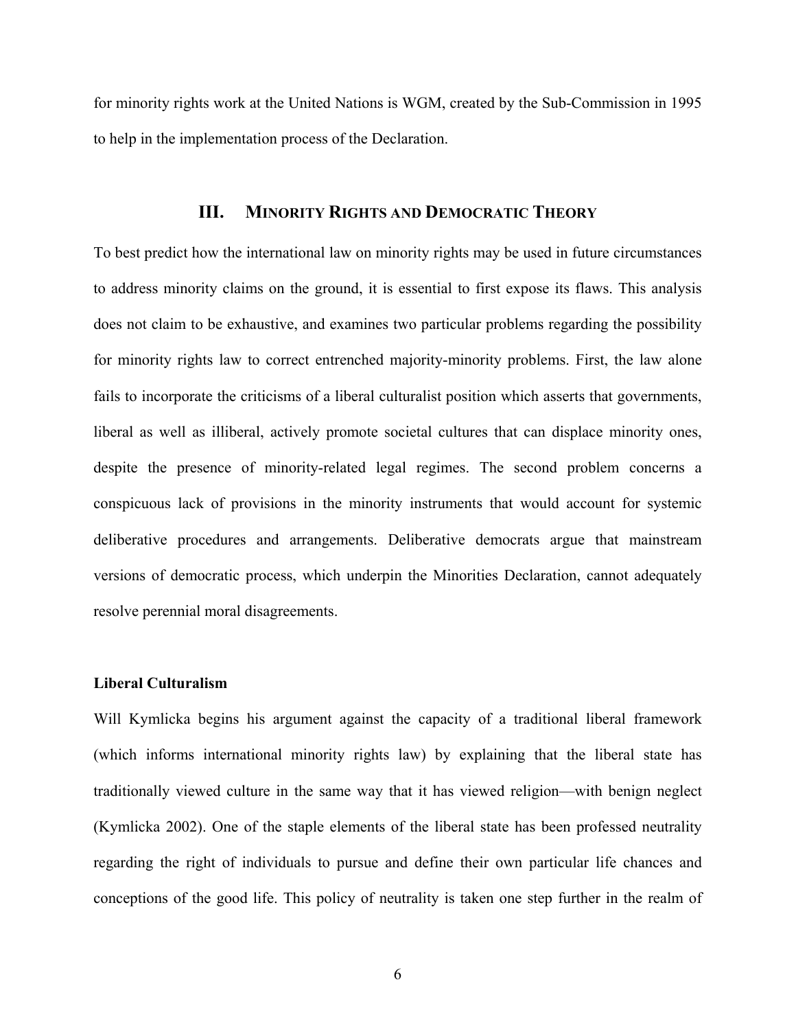for minority rights work at the United Nations is WGM, created by the Sub-Commission in 1995 to help in the implementation process of the Declaration.

## III. Minority Rights and Democratic Theory

To best predict how the international law on minority rights may be used in future circumstances to address minority claims on the ground, it is essential to first expose its flaws. This analysis does not claim to be exhaustive, and examines two particular problems regarding the possibility for minority rights law to correct entrenched majority-minority problems. First, the law alone fails to incorporate the criticisms of a liberal culturalist position which asserts that governments, liberal as well as illiberal, actively promote societal cultures that can displace minority ones, despite the presence of minority-related legal regimes. The second problem concerns a conspicuous lack of provisions in the minority instruments that would account for systemic deliberative procedures and arrangements. Deliberative democrats argue that mainstream versions of democratic process, which underpin the Minorities Declaration, cannot adequately resolve perennial moral disagreements.

### Liberal Culturalism

Will Kymlicka begins his argument against the capacity of a traditional liberal framework (which informs international minority rights law) by explaining that the liberal state has traditionally viewed culture in the same way that it has viewed religion—with benign neglect (Kymlicka 2002). One of the staple elements of the liberal state has been professed neutrality regarding the right of individuals to pursue and define their own particular life chances and conceptions of the good life. This policy of neutrality is taken one step further in the realm of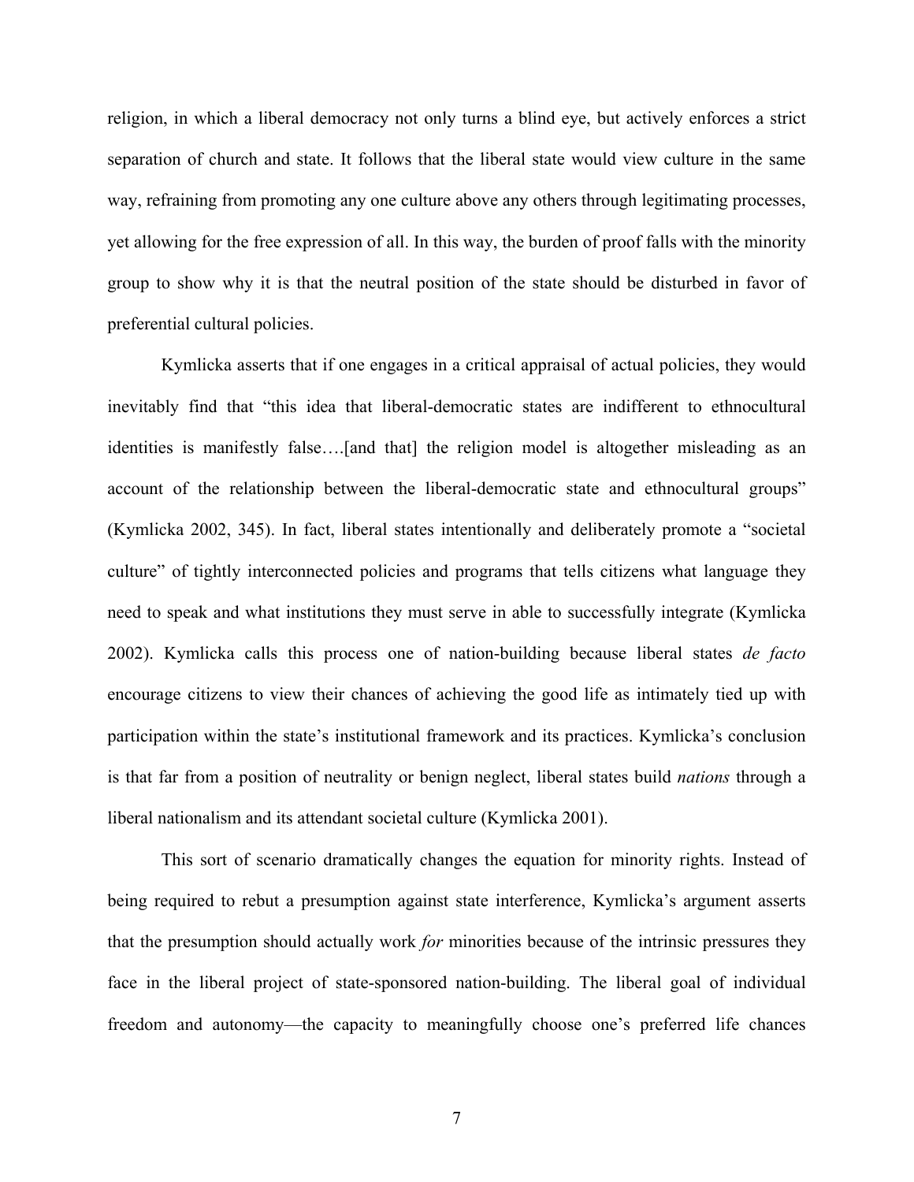religion, in which a liberal democracy not only turns a blind eye, but actively enforces a strict separation of church and state. It follows that the liberal state would view culture in the same way, refraining from promoting any one culture above any others through legitimating processes, yet allowing for the free expression of all. In this way, the burden of proof falls with the minority group to show why it is that the neutral position of the state should be disturbed in favor of preferential cultural policies.

Kymlicka asserts that if one engages in a critical appraisal of actual policies, they would inevitably find that "this idea that liberal-democratic states are indifferent to ethnocultural identities is manifestly false….[and that] the religion model is altogether misleading as an account of the relationship between the liberal-democratic state and ethnocultural groups" (Kymlicka 2002, 345). In fact, liberal states intentionally and deliberately promote a "societal culture" of tightly interconnected policies and programs that tells citizens what language they need to speak and what institutions they must serve in able to successfully integrate (Kymlicka 2002). Kymlicka calls this process one of nation-building because liberal states *de facto* encourage citizens to view their chances of achieving the good life as intimately tied up with participation within the state's institutional framework and its practices. Kymlicka's conclusion is that far from a position of neutrality or benign neglect, liberal states build *nations* through a liberal nationalism and its attendant societal culture (Kymlicka 2001).

This sort of scenario dramatically changes the equation for minority rights. Instead of being required to rebut a presumption against state interference, Kymlicka's argument asserts that the presumption should actually work *for* minorities because of the intrinsic pressures they face in the liberal project of state-sponsored nation-building. The liberal goal of individual freedom and autonomy—the capacity to meaningfully choose one's preferred life chances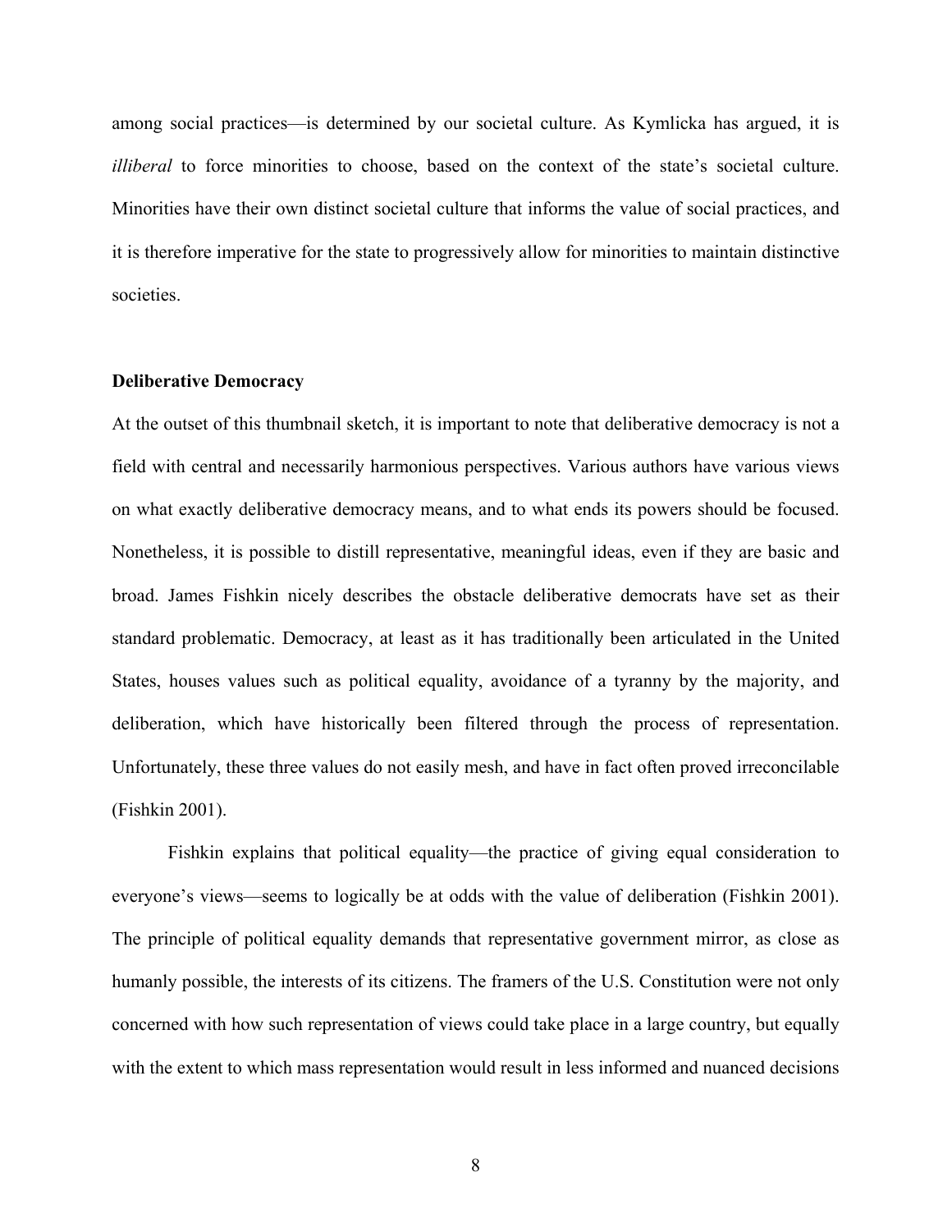among social practices—is determined by our societal culture. As Kymlicka has argued, it is *illiberal* to force minorities to choose, based on the context of the state's societal culture. Minorities have their own distinct societal culture that informs the value of social practices, and it is therefore imperative for the state to progressively allow for minorities to maintain distinctive societies.

**Deliberative Democracy**

At the outset of this thumbnail sketch, it is important to note that deliberative democracy is not a field with central and necessarily harmonious perspectives. Various authors have various views on what exactly deliberative democracy means, and to what ends its powers should be focused. Nonetheless, it is possible to distill representative, meaningful ideas, even if they are basic and broad. James Fishkin nicely describes the obstacle deliberative democrats have set as their standard problematic. Democracy, at least as it has traditionally been articulated in the United States, houses values such as political equality, avoidance of a tyranny by the majority, and deliberation, which have historically been filtered through the process of representation. Unfortunately, these three values do not easily mesh, and have in fact often proved irreconcilable (Fishkin 2001).

Fishkin explains that political equality—the practice of giving equal consideration to everyone's views—seems to logically be at odds with the value of deliberation (Fishkin 2001). The principle of political equality demands that representative government mirror, as close as humanly possible, the interests of its citizens. The framers of the U.S. Constitution were not only concerned with how such representation of views could take place in a large country, but equally with the extent to which mass representation would result in less informed and nuanced decisions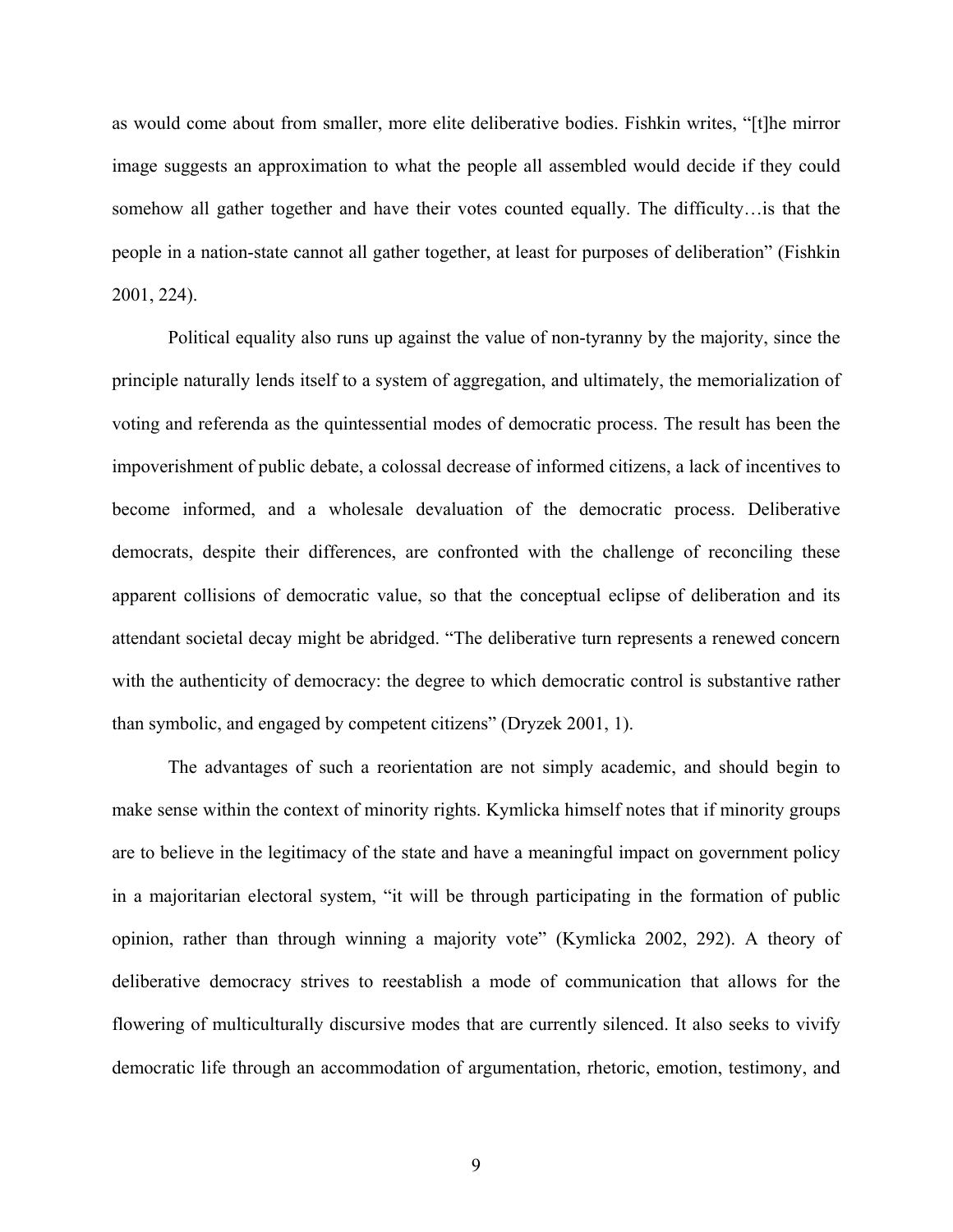as would come about from smaller, more elite deliberative bodies. Fishkin writes, "[t]he mirror image suggests an approximation to what the people all assembled would decide if they could somehow all gather together and have their votes counted equally. The difficulty…is that the people in a nation-state cannot all gather together, at least for purposes of deliberation" (Fishkin 2001, 224).

Political equality also runs up against the value of non-tyranny by the majority, since the principle naturally lends itself to a system of aggregation, and ultimately, the memorialization of voting and referenda as the quintessential modes of democratic process. The result has been the impoverishment of public debate, a colossal decrease of informed citizens, a lack of incentives to become informed, and a wholesale devaluation of the democratic process. Deliberative democrats, despite their differences, are confronted with the challenge of reconciling these apparent collisions of democratic value, so that the conceptual eclipse of deliberation and its attendant societal decay might be abridged. "The deliberative turn represents a renewed concern with the authenticity of democracy: the degree to which democratic control is substantive rather than symbolic, and engaged by competent citizens" (Dryzek 2001, 1).

The advantages of such a reorientation are not simply academic, and should begin to make sense within the context of minority rights. Kymlicka himself notes that if minority groups are to believe in the legitimacy of the state and have a meaningful impact on government policy in a majoritarian electoral system, "it will be through participating in the formation of public opinion, rather than through winning a majority vote" (Kymlicka 2002, 292). A theory of deliberative democracy strives to reestablish a mode of communication that allows for the flowering of multiculturally discursive modes that are currently silenced. It also seeks to vivify democratic life through an accommodation of argumentation, rhetoric, emotion, testimony, and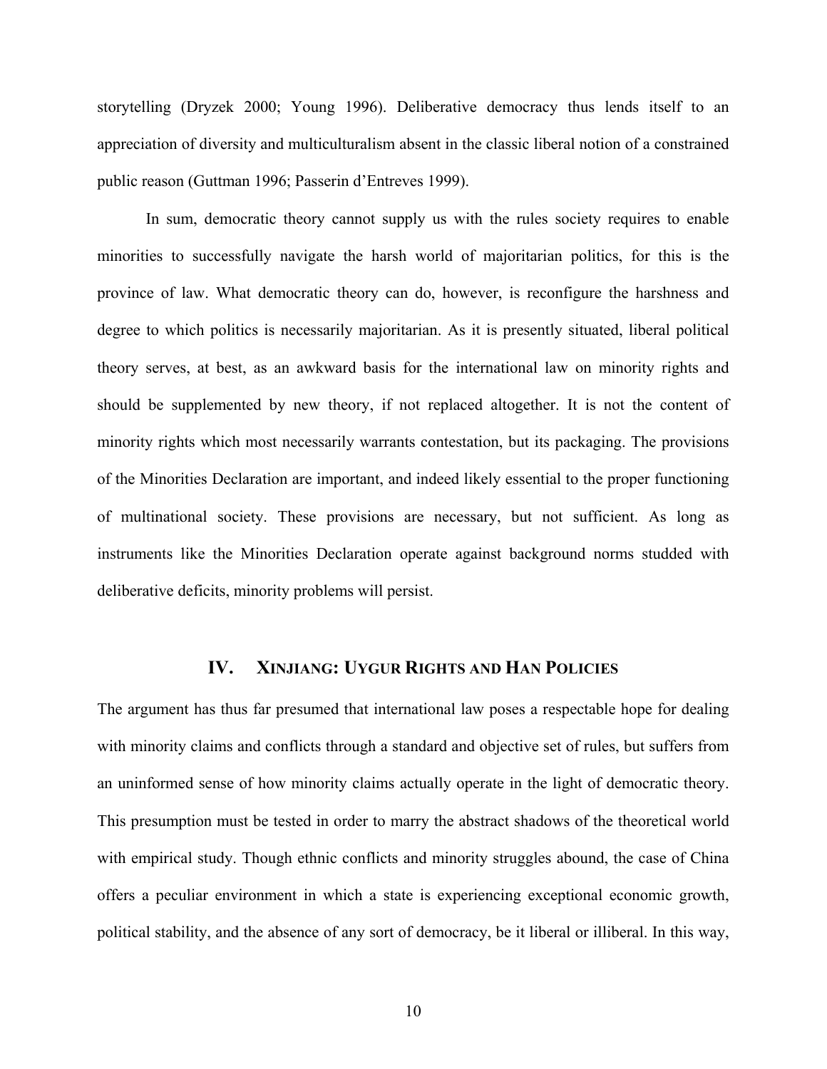storytelling (Dryzek 2000; Young 1996). Deliberative democracy thus lends itself to an appreciation of diversity and multiculturalism absent in the classic liberal notion of a constrained public reason (Guttman 1996; Passerin d'Entreves 1999).

In sum, democratic theory cannot supply us with the rules society requires to enable minorities to successfully navigate the harsh world of majoritarian politics, for this is the province of law. What democratic theory can do, however, is reconfigure the harshness and degree to which politics is necessarily majoritarian. As it is presently situated, liberal political theory serves, at best, as an awkward basis for the international law on minority rights and should be supplemented by new theory, if not replaced altogether. It is not the content of minority rights which most necessarily warrants contestation, but its packaging. The provisions of the Minorities Declaration are important, and indeed likely essential to the proper functioning of multinational society. These provisions are necessary, but not sufficient. As long as instruments like the Minorities Declaration operate against background norms studded with deliberative deficits, minority problems will persist.

## IV. XINJIANG: UYGUR RIGHTS AND HAN POLICIES

The argument has thus far presumed that international law poses a respectable hope for dealing with minority claims and conflicts through a standard and objective set of rules, but suffers from an uninformed sense of how minority claims actually operate in the light of democratic theory. This presumption must be tested in order to marry the abstract shadows of the theoretical world with empirical study. Though ethnic conflicts and minority struggles abound, the case of China offers a peculiar environment in which a state is experiencing exceptional economic growth, political stability, and the absence of any sort of democracy, be it liberal or illiberal. In this way,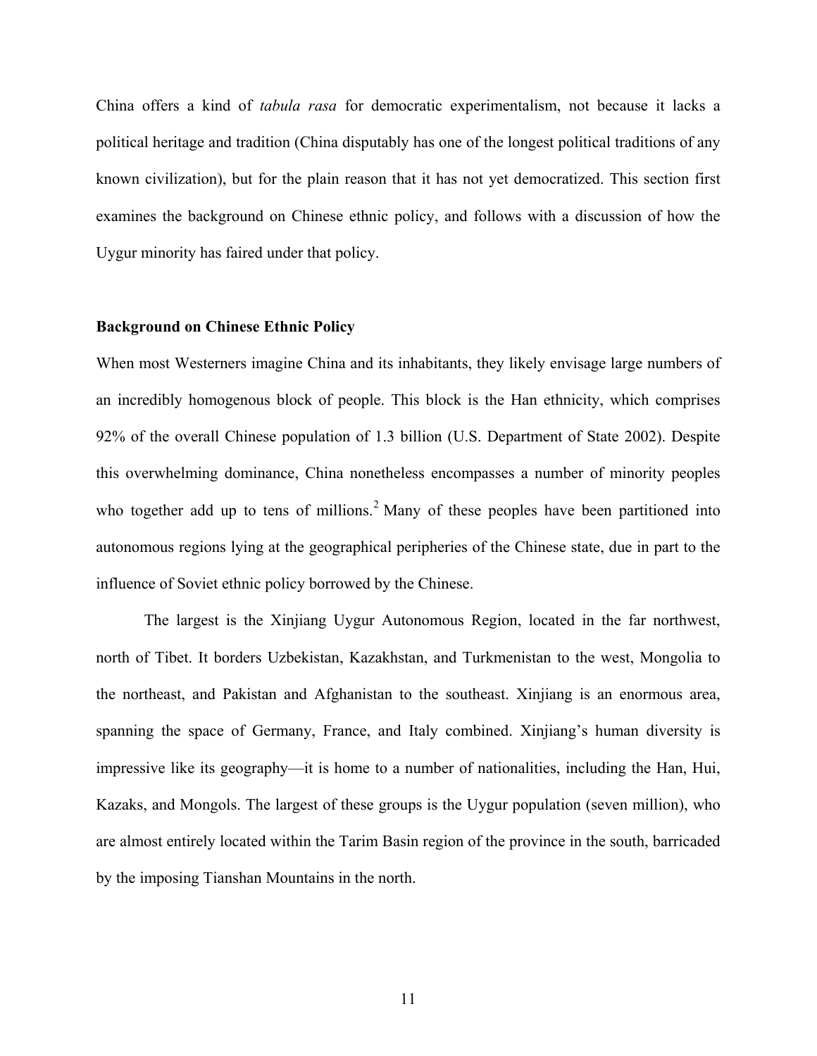China offers a kind of *tabula rasa* for democratic experimentalism, not because it lacks a political heritage and tradition (China disputably has one of the longest political traditions of any known civilization), but for the plain reason that it has not yet democratized. This section first examines the background on Chinese ethnic policy, and follows with a discussion of how the Uygur minority has faired under that policy.

**Background on Chinese Ethnic Policy**

When most Westerners imagine China and its inhabitants, they likely envisage large numbers of an incredibly homogenous block of people. This block is the Han ethnicity, which comprises 92% of the overall Chinese population of 1.3 billion (U.S. Department of State 2002). Despite this overwhelming dominance, China nonetheless encompasses a number of minority peoples who together add up to tens of millions.[2] Many of these peoples have been partitioned into autonomous regions lying at the geographical peripheries of the Chinese state, due in part to the influence of Soviet ethnic policy borrowed by the Chinese.

The largest is the Xinjiang Uygur Autonomous Region, located in the far northwest, north of Tibet. It borders Uzbekistan, Kazakhstan, and Turkmenistan to the west, Mongolia to the northeast, and Pakistan and Afghanistan to the southeast. Xinjiang is an enormous area, spanning the space of Germany, France, and Italy combined. Xinjiang's human diversity is impressive like its geography—it is home to a number of nationalities, including the Han, Hui, Kazaks, and Mongols. The largest of these groups is the Uygur population (seven million), who are almost entirely located within the Tarim Basin region of the province in the south, barricaded by the imposing Tianshan Mountains in the north.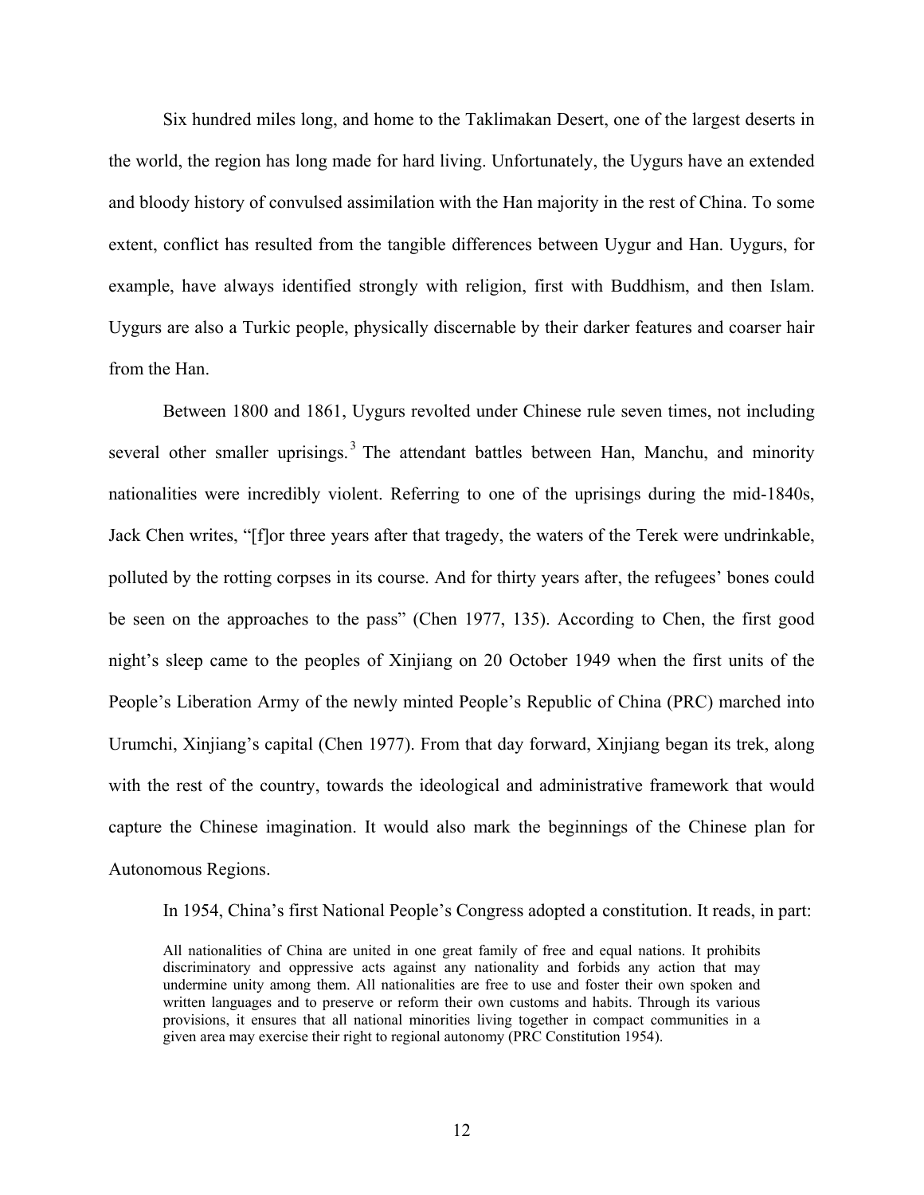Six hundred miles long, and home to the Taklimakan Desert, one of the largest deserts in the world, the region has long made for hard living. Unfortunately, the Uygurs have an extended and bloody history of convulsed assimilation with the Han majority in the rest of China. To some extent, conflict has resulted from the tangible differences between Uygur and Han. Uygurs, for example, have always identified strongly with religion, first with Buddhism, and then Islam. Uygurs are also a Turkic people, physically discernable by their darker features and coarser hair from the Han.

Between 1800 and 1861, Uygurs revolted under Chinese rule seven times, not including several other smaller uprisings.[3] The attendant battles between Han, Manchu, and minority nationalities were incredibly violent. Referring to one of the uprisings during the mid-1840s, Jack Chen writes, "[f]or three years after that tragedy, the waters of the Terek were undrinkable, polluted by the rotting corpses in its course. And for thirty years after, the refugees' bones could be seen on the approaches to the pass" (Chen 1977, 135). According to Chen, the first good night's sleep came to the peoples of Xinjiang on 20 October 1949 when the first units of the People's Liberation Army of the newly minted People's Republic of China (PRC) marched into Urumchi, Xinjiang's capital (Chen 1977). From that day forward, Xinjiang began its trek, along with the rest of the country, towards the ideological and administrative framework that would capture the Chinese imagination. It would also mark the beginnings of the Chinese plan for Autonomous Regions.

In 1954, China's first National People's Congress adopted a constitution. It reads, in part:

> All nationalities of China are united in one great family of free and equal nations. It prohibits discriminatory and oppressive acts against any nationality and forbids any action that may undermine unity among them. All nationalities are free to use and foster their own spoken and written languages and to preserve or reform their own customs and habits. Through its various provisions, it ensures that all national minorities living together in compact communities in a given area may exercise their right to regional autonomy (PRC Constitution 1954).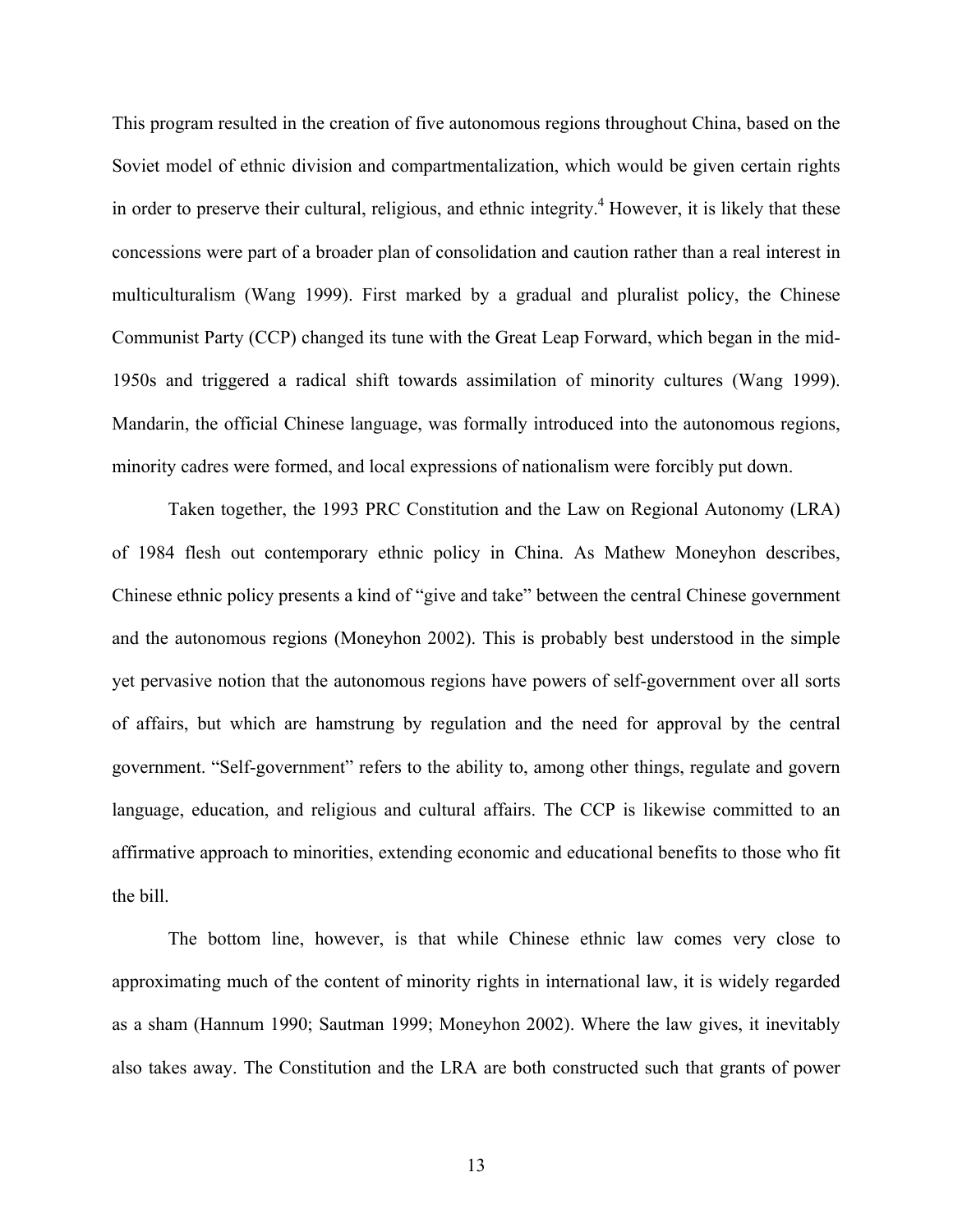This program resulted in the creation of five autonomous regions throughout China, based on the Soviet model of ethnic division and compartmentalization, which would be given certain rights in order to preserve their cultural, religious, and ethnic integrity.[4] However, it is likely that these concessions were part of a broader plan of consolidation and caution rather than a real interest in multiculturalism (Wang 1999). First marked by a gradual and pluralist policy, the Chinese Communist Party (CCP) changed its tune with the Great Leap Forward, which began in the mid-1950s and triggered a radical shift towards assimilation of minority cultures (Wang 1999). Mandarin, the official Chinese language, was formally introduced into the autonomous regions, minority cadres were formed, and local expressions of nationalism were forcibly put down.

Taken together, the 1993 PRC Constitution and the Law on Regional Autonomy (LRA) of 1984 flesh out contemporary ethnic policy in China. As Mathew Moneyhon describes, Chinese ethnic policy presents a kind of "give and take" between the central Chinese government and the autonomous regions (Moneyhon 2002). This is probably best understood in the simple yet pervasive notion that the autonomous regions have powers of self-government over all sorts of affairs, but which are hamstrung by regulation and the need for approval by the central government. "Self-government" refers to the ability to, among other things, regulate and govern language, education, and religious and cultural affairs. The CCP is likewise committed to an affirmative approach to minorities, extending economic and educational benefits to those who fit the bill.

The bottom line, however, is that while Chinese ethnic law comes very close to approximating much of the content of minority rights in international law, it is widely regarded as a sham (Hannum 1990; Sautman 1999; Moneyhon 2002). Where the law gives, it inevitably also takes away. The Constitution and the LRA are both constructed such that grants of power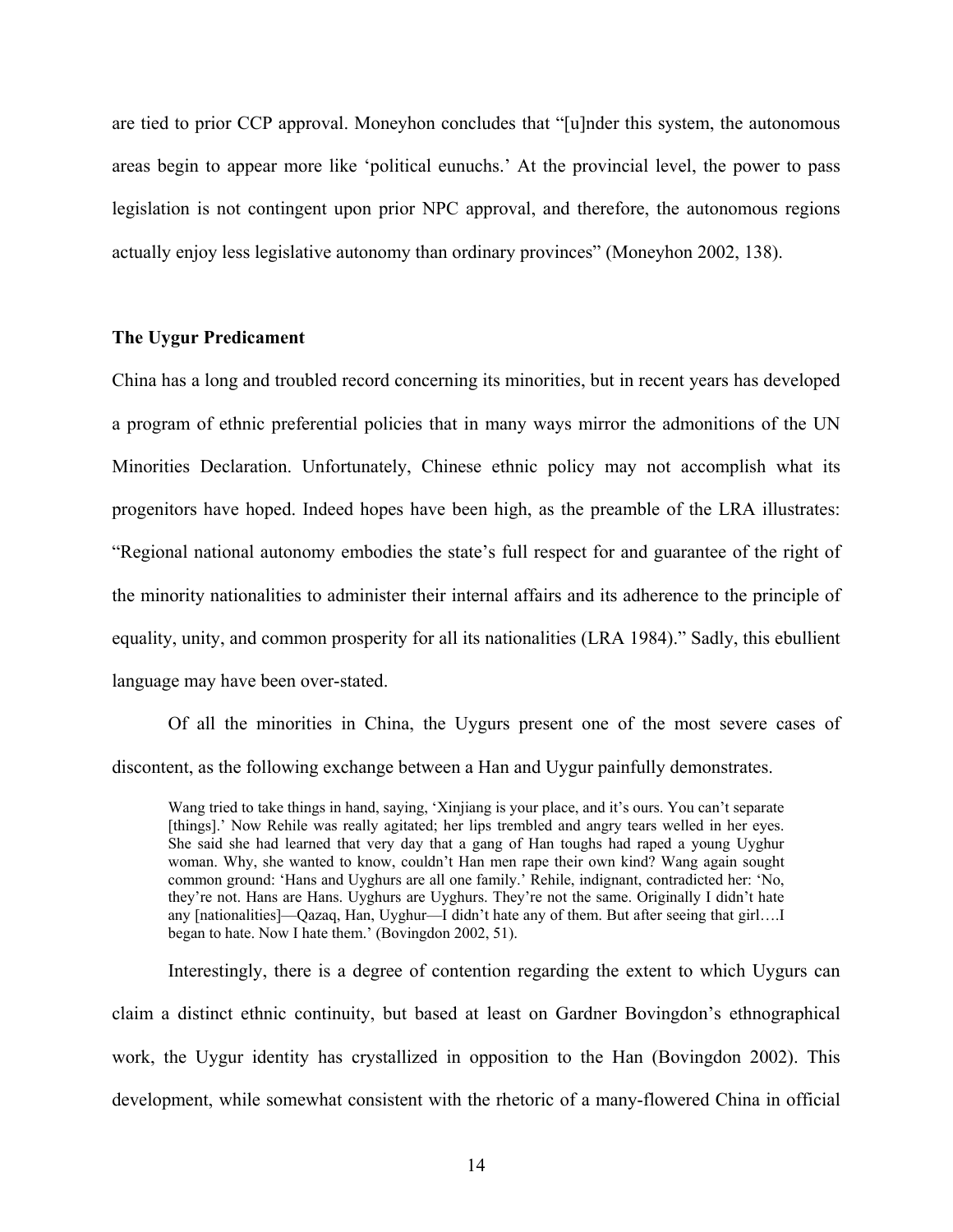are tied to prior CCP approval. Moneyhon concludes that "[u]nder this system, the autonomous areas begin to appear more like 'political eunuchs.' At the provincial level, the power to pass legislation is not contingent upon prior NPC approval, and therefore, the autonomous regions actually enjoy less legislative autonomy than ordinary provinces" (Moneyhon 2002, 138).

### The Uygur Predicament

China has a long and troubled record concerning its minorities, but in recent years has developed a program of ethnic preferential policies that in many ways mirror the admonitions of the UN Minorities Declaration. Unfortunately, Chinese ethnic policy may not accomplish what its progenitors have hoped. Indeed hopes have been high, as the preamble of the LRA illustrates: "Regional national autonomy embodies the state's full respect for and guarantee of the right of the minority nationalities to administer their internal affairs and its adherence to the principle of equality, unity, and common prosperity for all its nationalities (LRA 1984)." Sadly, this ebullient language may have been over-stated.

Of all the minorities in China, the Uygurs present one of the most severe cases of discontent, as the following exchange between a Han and Uygur painfully demonstrates.

> Wang tried to take things in hand, saying, 'Xinjiang is your place, and it's ours. You can't separate [things].' Now Rehile was really agitated; her lips trembled and angry tears welled in her eyes. She said she had learned that very day that a gang of Han toughs had raped a young Uyghur woman. Why, she wanted to know, couldn't Han men rape their own kind? Wang again sought common ground: 'Hans and Uyghurs are all one family.' Rehile, indignant, contradicted her: 'No, they're not. Hans are Hans. Uyghurs are Uyghurs. They're not the same. Originally I didn't hate any [nationalities]—Qazaq, Han, Uyghur—I didn't hate any of them. But after seeing that girl….I began to hate. Now I hate them.' (Bovingdon 2002, 51).

Interestingly, there is a degree of contention regarding the extent to which Uygurs can claim a distinct ethnic continuity, but based at least on Gardner Bovingdon's ethnographical work, the Uygur identity has crystallized in opposition to the Han (Bovingdon 2002). This development, while somewhat consistent with the rhetoric of a many-flowered China in official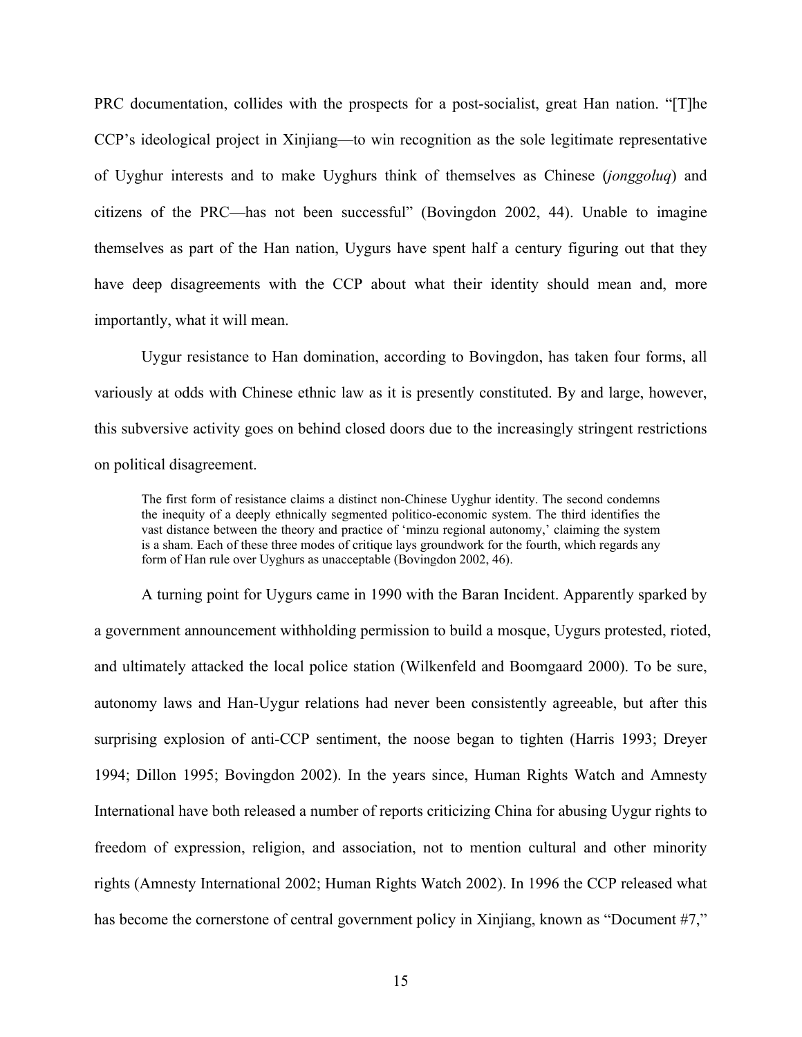PRC documentation, collides with the prospects for a post-socialist, great Han nation. "[T]he CCP's ideological project in Xinjiang—to win recognition as the sole legitimate representative of Uyghur interests and to make Uyghurs think of themselves as Chinese (*jonggoluq*) and citizens of the PRC—has not been successful" (Bovingdon 2002, 44). Unable to imagine themselves as part of the Han nation, Uygurs have spent half a century figuring out that they have deep disagreements with the CCP about what their identity should mean and, more importantly, what it will mean.

Uygur resistance to Han domination, according to Bovingdon, has taken four forms, all variously at odds with Chinese ethnic law as it is presently constituted. By and large, however, this subversive activity goes on behind closed doors due to the increasingly stringent restrictions on political disagreement.

> The first form of resistance claims a distinct non-Chinese Uyghur identity. The second condemns the inequity of a deeply ethnically segmented politico-economic system. The third identifies the vast distance between the theory and practice of 'minzu regional autonomy,' claiming the system is a sham. Each of these three modes of critique lays groundwork for the fourth, which regards any form of Han rule over Uyghurs as unacceptable (Bovingdon 2002, 46).

A turning point for Uygurs came in 1990 with the Baran Incident. Apparently sparked by a government announcement withholding permission to build a mosque, Uygurs protested, rioted, and ultimately attacked the local police station (Wilkenfeld and Boomgaard 2000). To be sure, autonomy laws and Han-Uygur relations had never been consistently agreeable, but after this surprising explosion of anti-CCP sentiment, the noose began to tighten (Harris 1993; Dreyer 1994; Dillon 1995; Bovingdon 2002). In the years since, Human Rights Watch and Amnesty International have both released a number of reports criticizing China for abusing Uygur rights to freedom of expression, religion, and association, not to mention cultural and other minority rights (Amnesty International 2002; Human Rights Watch 2002). In 1996 the CCP released what has become the cornerstone of central government policy in Xinjiang, known as "Document #7,"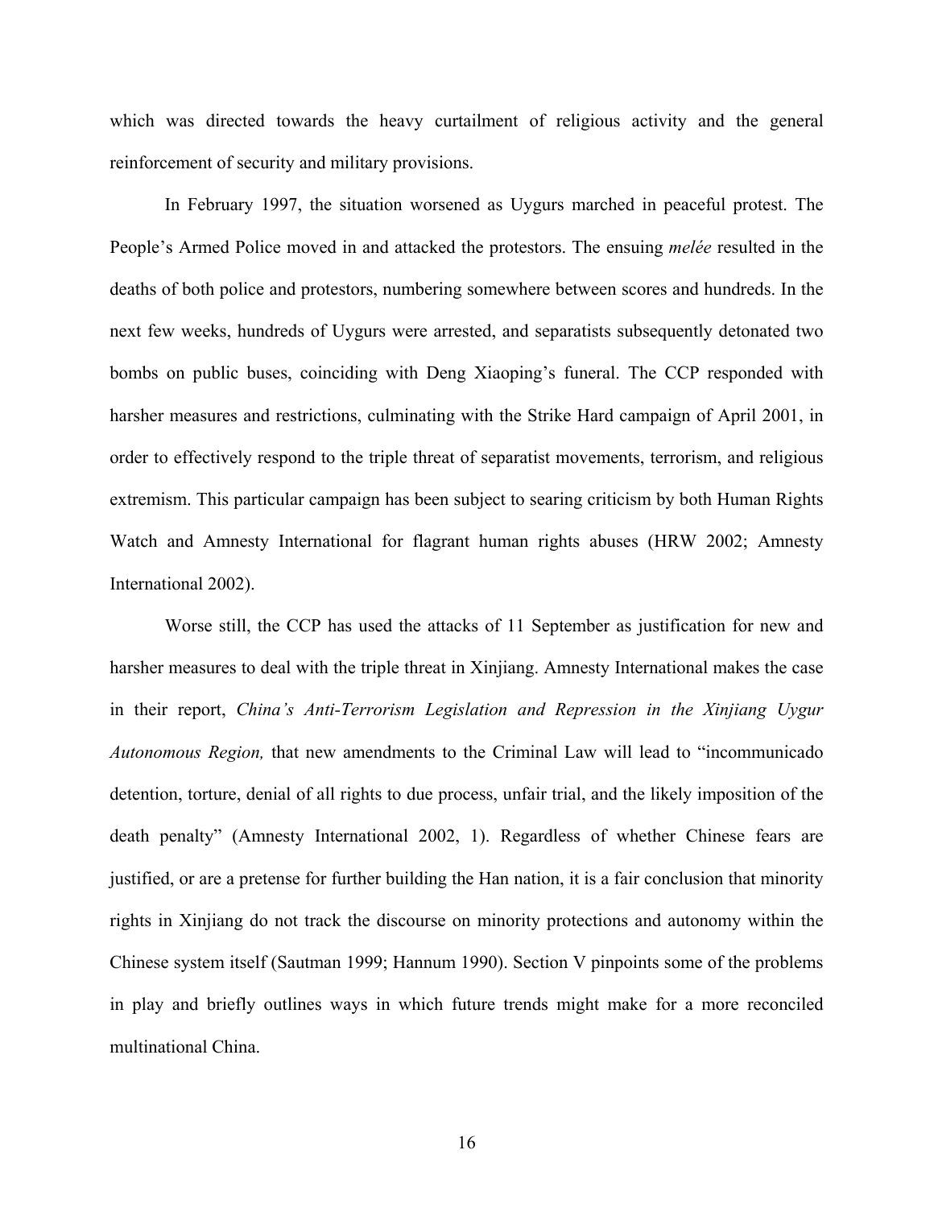which was directed towards the heavy curtailment of religious activity and the general reinforcement of security and military provisions.

In February 1997, the situation worsened as Uygurs marched in peaceful protest. The People's Armed Police moved in and attacked the protestors. The ensuing *melée* resulted in the deaths of both police and protestors, numbering somewhere between scores and hundreds. In the next few weeks, hundreds of Uygurs were arrested, and separatists subsequently detonated two bombs on public buses, coinciding with Deng Xiaoping's funeral. The CCP responded with harsher measures and restrictions, culminating with the Strike Hard campaign of April 2001, in order to effectively respond to the triple threat of separatist movements, terrorism, and religious extremism. This particular campaign has been subject to searing criticism by both Human Rights Watch and Amnesty International for flagrant human rights abuses (HRW 2002; Amnesty International 2002).

Worse still, the CCP has used the attacks of 11 September as justification for new and harsher measures to deal with the triple threat in Xinjiang. Amnesty International makes the case in their report, *China's Anti-Terrorism Legislation and Repression in the Xinjiang Uygur Autonomous Region,* that new amendments to the Criminal Law will lead to "incommunicado detention, torture, denial of all rights to due process, unfair trial, and the likely imposition of the death penalty" (Amnesty International 2002, 1). Regardless of whether Chinese fears are justified, or are a pretense for further building the Han nation, it is a fair conclusion that minority rights in Xinjiang do not track the discourse on minority protections and autonomy within the Chinese system itself (Sautman 1999; Hannum 1990). Section V pinpoints some of the problems in play and briefly outlines ways in which future trends might make for a more reconciled multinational China.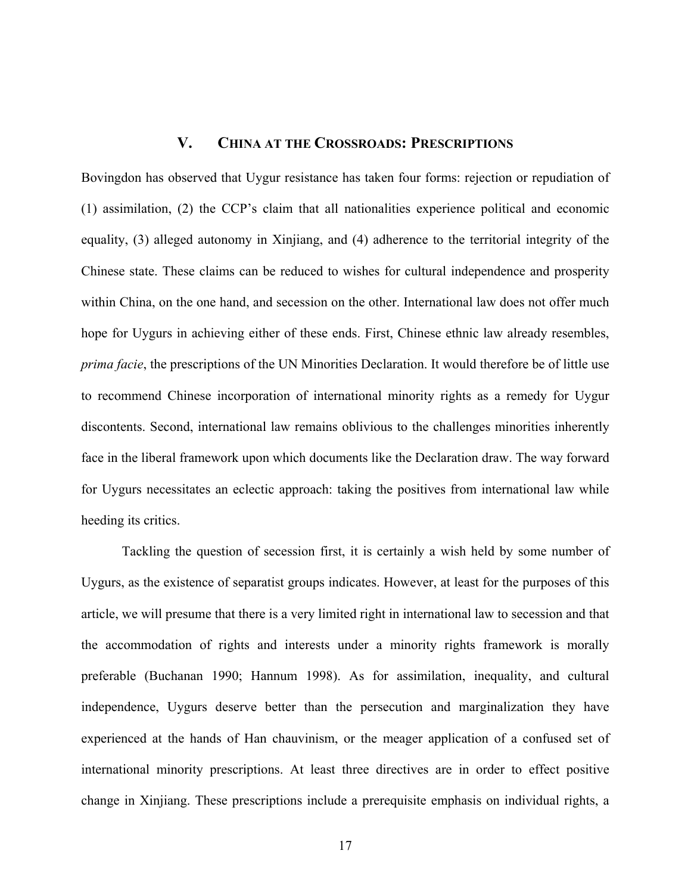## V. China at the Crossroads: Prescriptions

Bovingdon has observed that Uygur resistance has taken four forms: rejection or repudiation of (1) assimilation, (2) the CCP's claim that all nationalities experience political and economic equality, (3) alleged autonomy in Xinjiang, and (4) adherence to the territorial integrity of the Chinese state. These claims can be reduced to wishes for cultural independence and prosperity within China, on the one hand, and secession on the other. International law does not offer much hope for Uygurs in achieving either of these ends. First, Chinese ethnic law already resembles, *prima facie*, the prescriptions of the UN Minorities Declaration. It would therefore be of little use to recommend Chinese incorporation of international minority rights as a remedy for Uygur discontents. Second, international law remains oblivious to the challenges minorities inherently face in the liberal framework upon which documents like the Declaration draw. The way forward for Uygurs necessitates an eclectic approach: taking the positives from international law while heeding its critics.

Tackling the question of secession first, it is certainly a wish held by some number of Uygurs, as the existence of separatist groups indicates. However, at least for the purposes of this article, we will presume that there is a very limited right in international law to secession and that the accommodation of rights and interests under a minority rights framework is morally preferable (Buchanan 1990; Hannum 1998). As for assimilation, inequality, and cultural independence, Uygurs deserve better than the persecution and marginalization they have experienced at the hands of Han chauvinism, or the meager application of a confused set of international minority prescriptions. At least three directives are in order to effect positive change in Xinjiang. These prescriptions include a prerequisite emphasis on individual rights, a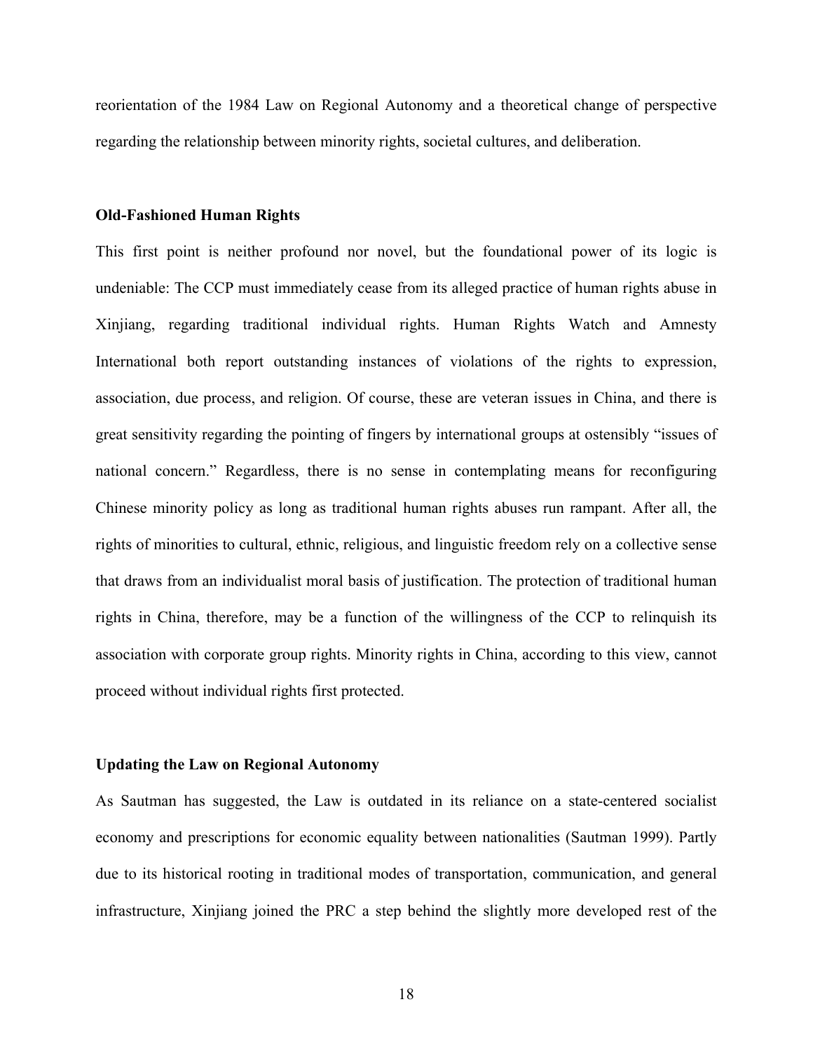reorientation of the 1984 Law on Regional Autonomy and a theoretical change of perspective regarding the relationship between minority rights, societal cultures, and deliberation.

### Old-Fashioned Human Rights

This first point is neither profound nor novel, but the foundational power of its logic is undeniable: The CCP must immediately cease from its alleged practice of human rights abuse in Xinjiang, regarding traditional individual rights. Human Rights Watch and Amnesty International both report outstanding instances of violations of the rights to expression, association, due process, and religion. Of course, these are veteran issues in China, and there is great sensitivity regarding the pointing of fingers by international groups at ostensibly "issues of national concern." Regardless, there is no sense in contemplating means for reconfiguring Chinese minority policy as long as traditional human rights abuses run rampant. After all, the rights of minorities to cultural, ethnic, religious, and linguistic freedom rely on a collective sense that draws from an individualist moral basis of justification. The protection of traditional human rights in China, therefore, may be a function of the willingness of the CCP to relinquish its association with corporate group rights. Minority rights in China, according to this view, cannot proceed without individual rights first protected.

### Updating the Law on Regional Autonomy

As Sautman has suggested, the Law is outdated in its reliance on a state-centered socialist economy and prescriptions for economic equality between nationalities (Sautman 1999). Partly due to its historical rooting in traditional modes of transportation, communication, and general infrastructure, Xinjiang joined the PRC a step behind the slightly more developed rest of the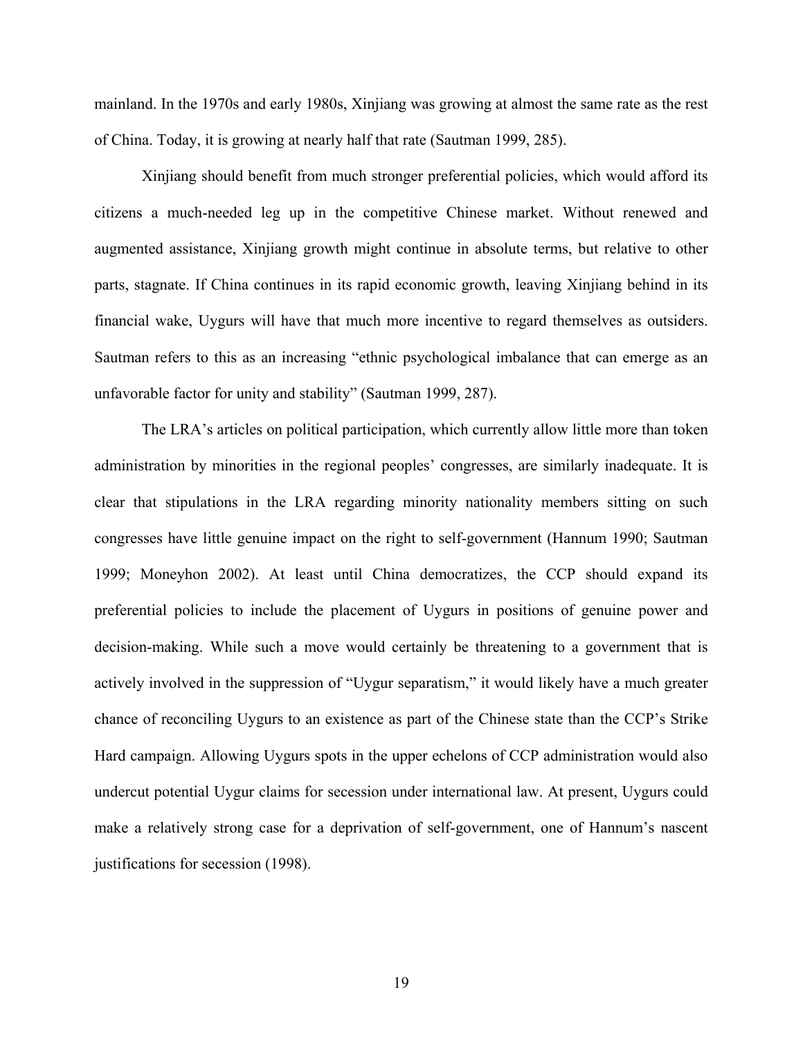mainland. In the 1970s and early 1980s, Xinjiang was growing at almost the same rate as the rest of China. Today, it is growing at nearly half that rate (Sautman 1999, 285).

Xinjiang should benefit from much stronger preferential policies, which would afford its citizens a much-needed leg up in the competitive Chinese market. Without renewed and augmented assistance, Xinjiang growth might continue in absolute terms, but relative to other parts, stagnate. If China continues in its rapid economic growth, leaving Xinjiang behind in its financial wake, Uygurs will have that much more incentive to regard themselves as outsiders. Sautman refers to this as an increasing "ethnic psychological imbalance that can emerge as an unfavorable factor for unity and stability" (Sautman 1999, 287).

The LRA's articles on political participation, which currently allow little more than token administration by minorities in the regional peoples' congresses, are similarly inadequate. It is clear that stipulations in the LRA regarding minority nationality members sitting on such congresses have little genuine impact on the right to self-government (Hannum 1990; Sautman 1999; Moneyhon 2002). At least until China democratizes, the CCP should expand its preferential policies to include the placement of Uygurs in positions of genuine power and decision-making. While such a move would certainly be threatening to a government that is actively involved in the suppression of "Uygur separatism," it would likely have a much greater chance of reconciling Uygurs to an existence as part of the Chinese state than the CCP's Strike Hard campaign. Allowing Uygurs spots in the upper echelons of CCP administration would also undercut potential Uygur claims for secession under international law. At present, Uygurs could make a relatively strong case for a deprivation of self-government, one of Hannum's nascent justifications for secession (1998).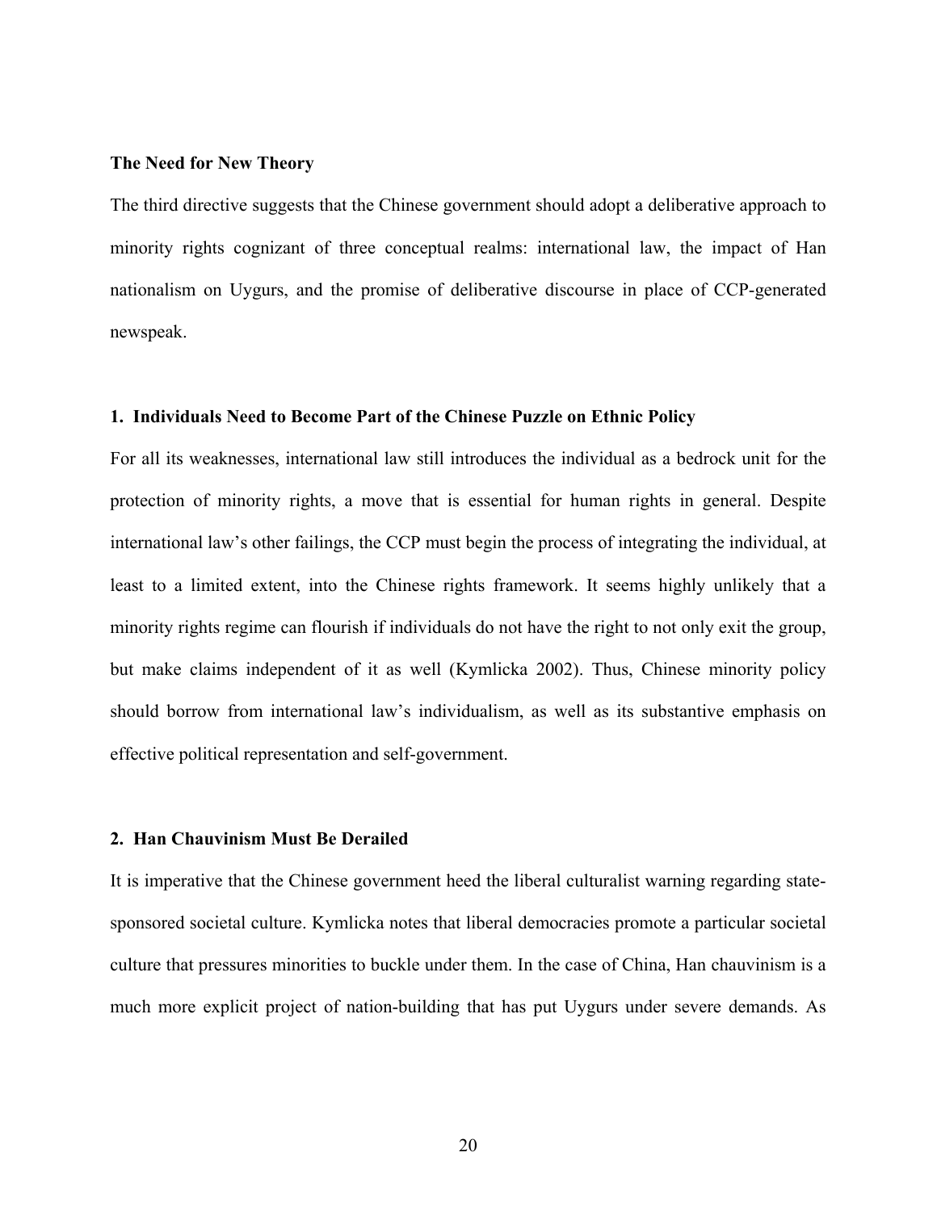### The Need for New Theory

The third directive suggests that the Chinese government should adopt a deliberative approach to minority rights cognizant of three conceptual realms: international law, the impact of Han nationalism on Uygurs, and the promise of deliberative discourse in place of CCP-generated newspeak.

#### 1. Individuals Need to Become Part of the Chinese Puzzle on Ethnic Policy

For all its weaknesses, international law still introduces the individual as a bedrock unit for the protection of minority rights, a move that is essential for human rights in general. Despite international law's other failings, the CCP must begin the process of integrating the individual, at least to a limited extent, into the Chinese rights framework. It seems highly unlikely that a minority rights regime can flourish if individuals do not have the right to not only exit the group, but make claims independent of it as well (Kymlicka 2002). Thus, Chinese minority policy should borrow from international law's individualism, as well as its substantive emphasis on effective political representation and self-government.

#### 2. Han Chauvinism Must Be Derailed

It is imperative that the Chinese government heed the liberal culturalist warning regarding state-sponsored societal culture. Kymlicka notes that liberal democracies promote a particular societal culture that pressures minorities to buckle under them. In the case of China, Han chauvinism is a much more explicit project of nation-building that has put Uygurs under severe demands. As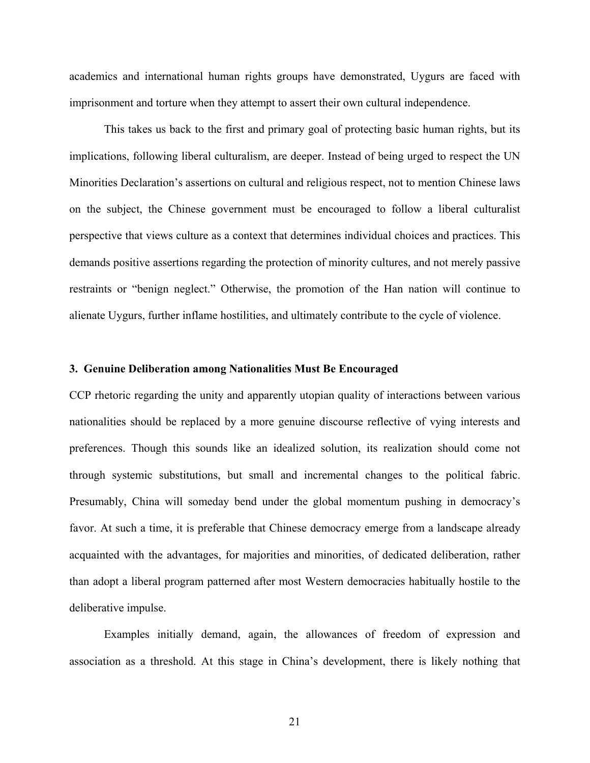academics and international human rights groups have demonstrated, Uygurs are faced with imprisonment and torture when they attempt to assert their own cultural independence.

This takes us back to the first and primary goal of protecting basic human rights, but its implications, following liberal culturalism, are deeper. Instead of being urged to respect the UN Minorities Declaration's assertions on cultural and religious respect, not to mention Chinese laws on the subject, the Chinese government must be encouraged to follow a liberal culturalist perspective that views culture as a context that determines individual choices and practices. This demands positive assertions regarding the protection of minority cultures, and not merely passive restraints or "benign neglect." Otherwise, the promotion of the Han nation will continue to alienate Uygurs, further inflame hostilities, and ultimately contribute to the cycle of violence.

### 3. Genuine Deliberation among Nationalities Must Be Encouraged

CCP rhetoric regarding the unity and apparently utopian quality of interactions between various nationalities should be replaced by a more genuine discourse reflective of vying interests and preferences. Though this sounds like an idealized solution, its realization should come not through systemic substitutions, but small and incremental changes to the political fabric. Presumably, China will someday bend under the global momentum pushing in democracy's favor. At such a time, it is preferable that Chinese democracy emerge from a landscape already acquainted with the advantages, for majorities and minorities, of dedicated deliberation, rather than adopt a liberal program patterned after most Western democracies habitually hostile to the deliberative impulse.

Examples initially demand, again, the allowances of freedom of expression and association as a threshold. At this stage in China's development, there is likely nothing that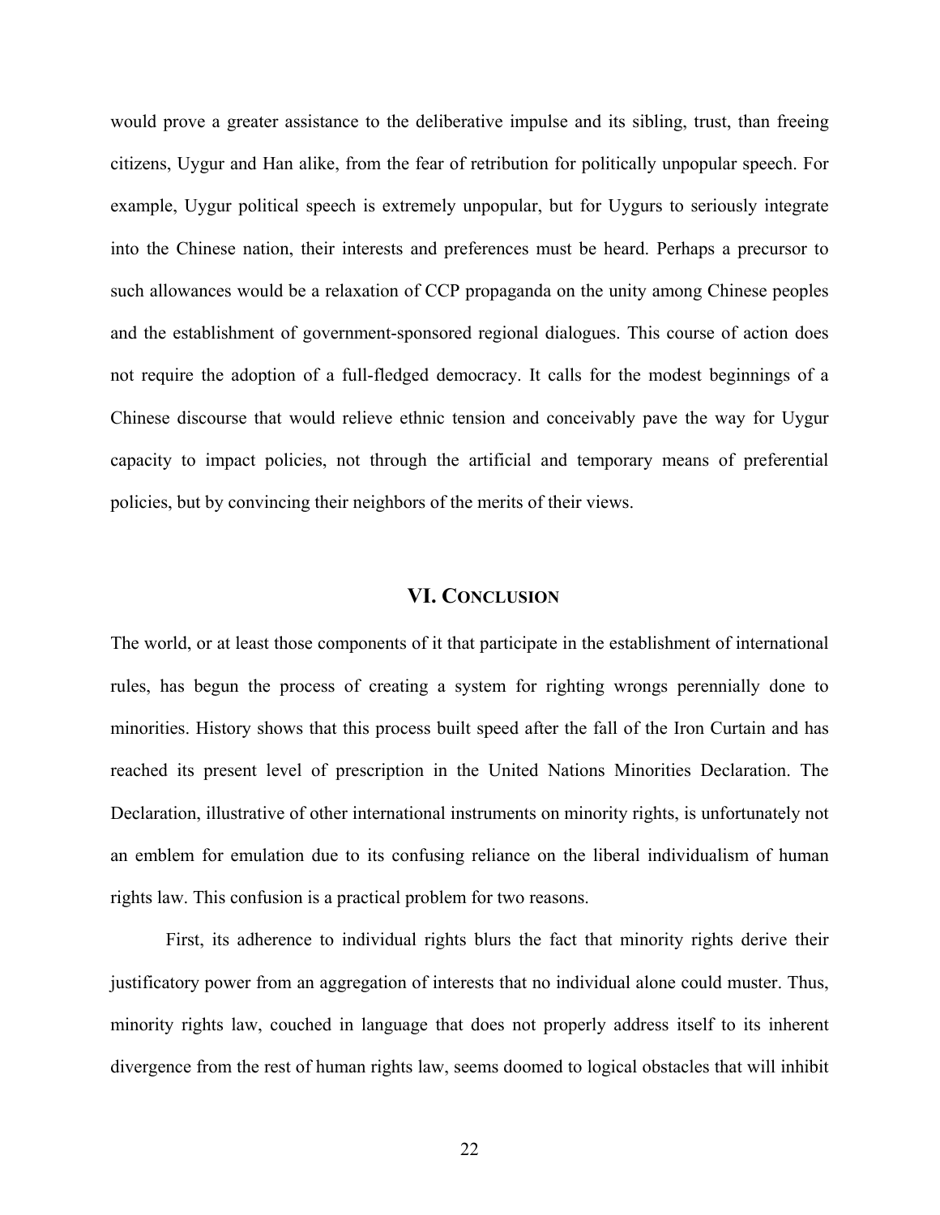would prove a greater assistance to the deliberative impulse and its sibling, trust, than freeing citizens, Uygur and Han alike, from the fear of retribution for politically unpopular speech. For example, Uygur political speech is extremely unpopular, but for Uygurs to seriously integrate into the Chinese nation, their interests and preferences must be heard. Perhaps a precursor to such allowances would be a relaxation of CCP propaganda on the unity among Chinese peoples and the establishment of government-sponsored regional dialogues. This course of action does not require the adoption of a full-fledged democracy. It calls for the modest beginnings of a Chinese discourse that would relieve ethnic tension and conceivably pave the way for Uygur capacity to impact policies, not through the artificial and temporary means of preferential policies, but by convincing their neighbors of the merits of their views.

## VI. Conclusion

The world, or at least those components of it that participate in the establishment of international rules, has begun the process of creating a system for righting wrongs perennially done to minorities. History shows that this process built speed after the fall of the Iron Curtain and has reached its present level of prescription in the United Nations Minorities Declaration. The Declaration, illustrative of other international instruments on minority rights, is unfortunately not an emblem for emulation due to its confusing reliance on the liberal individualism of human rights law. This confusion is a practical problem for two reasons.

First, its adherence to individual rights blurs the fact that minority rights derive their justificatory power from an aggregation of interests that no individual alone could muster. Thus, minority rights law, couched in language that does not properly address itself to its inherent divergence from the rest of human rights law, seems doomed to logical obstacles that will inhibit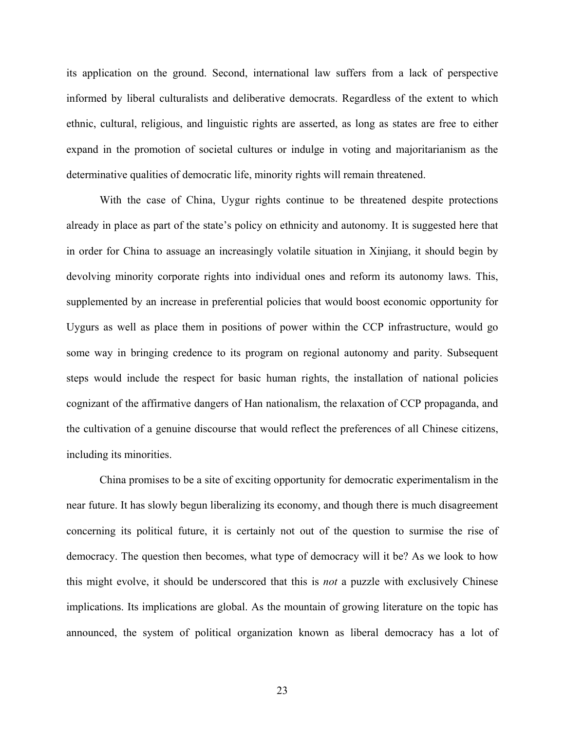its application on the ground. Second, international law suffers from a lack of perspective informed by liberal culturalists and deliberative democrats. Regardless of the extent to which ethnic, cultural, religious, and linguistic rights are asserted, as long as states are free to either expand in the promotion of societal cultures or indulge in voting and majoritarianism as the determinative qualities of democratic life, minority rights will remain threatened.

With the case of China, Uygur rights continue to be threatened despite protections already in place as part of the state's policy on ethnicity and autonomy. It is suggested here that in order for China to assuage an increasingly volatile situation in Xinjiang, it should begin by devolving minority corporate rights into individual ones and reform its autonomy laws. This, supplemented by an increase in preferential policies that would boost economic opportunity for Uygurs as well as place them in positions of power within the CCP infrastructure, would go some way in bringing credence to its program on regional autonomy and parity. Subsequent steps would include the respect for basic human rights, the installation of national policies cognizant of the affirmative dangers of Han nationalism, the relaxation of CCP propaganda, and the cultivation of a genuine discourse that would reflect the preferences of all Chinese citizens, including its minorities.

China promises to be a site of exciting opportunity for democratic experimentalism in the near future. It has slowly begun liberalizing its economy, and though there is much disagreement concerning its political future, it is certainly not out of the question to surmise the rise of democracy. The question then becomes, what type of democracy will it be? As we look to how this might evolve, it should be underscored that this is *not* a puzzle with exclusively Chinese implications. Its implications are global. As the mountain of growing literature on the topic has announced, the system of political organization known as liberal democracy has a lot of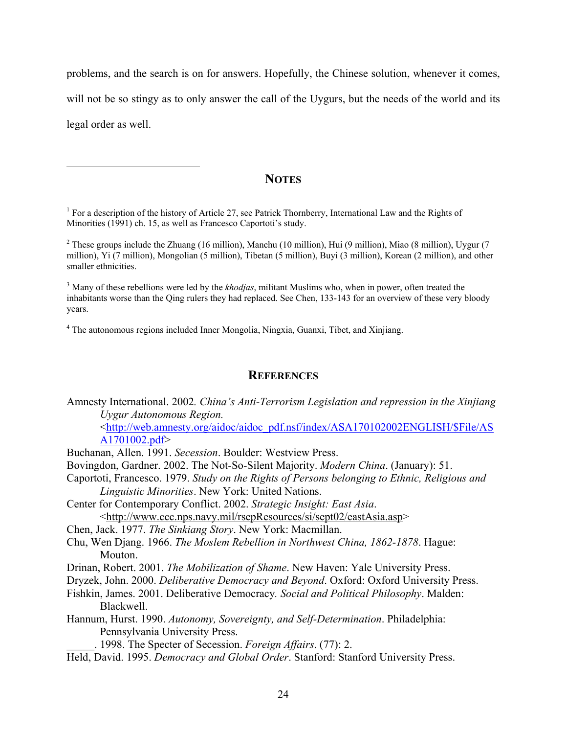problems, and the search is on for answers. Hopefully, the Chinese solution, whenever it comes, will not be so stingy as to only answer the call of the Uygurs, but the needs of the world and its legal order as well.

## NOTES

[1] For a description of the history of Article 27, see Patrick Thornberry, International Law and the Rights of Minorities (1991) ch. 15, as well as Francesco Caportoti's study.

[2] These groups include the Zhuang (16 million), Manchu (10 million), Hui (9 million), Miao (8 million), Uygur (7 million), Yi (7 million), Mongolian (5 million), Tibetan (5 million), Buyi (3 million), Korean (2 million), and other smaller ethnicities.

[3] Many of these rebellions were led by the *khodjas*, militant Muslims who, when in power, often treated the inhabitants worse than the Qing rulers they had replaced. See Chen, 133-143 for an overview of these very bloody years.

[4] The autonomous regions included Inner Mongolia, Ningxia, Guanxi, Tibet, and Xinjiang.

## REFERENCES

Amnesty International. 2002. *China's Anti-Terrorism Legislation and repression in the Xinjiang Uygur Autonomous Region.* <http://web.amnesty.org/aidoc/aidoc_pdf.nsf/index/ASA170102002ENGLISH/$File/ASA1701002.pdf>

Buchanan, Allen. 1991. *Secession*. Boulder: Westview Press.

Bovingdon, Gardner. 2002. The Not-So-Silent Majority. *Modern China*. (January): 51.

Caportoti, Francesco. 1979. *Study on the Rights of Persons belonging to Ethnic, Religious and Linguistic Minorities*. New York: United Nations.

Center for Contemporary Conflict. 2002. *Strategic Insight: East Asia*. <http://www.ccc.nps.navy.mil/rsepResources/si/sept02/eastAsia.asp>

Chen, Jack. 1977. *The Sinkiang Story*. New York: Macmillan.

Chu, Wen Djang. 1966. *The Moslem Rebellion in Northwest China, 1862-1878*. Hague: Mouton.

Drinan, Robert. 2001. *The Mobilization of Shame*. New Haven: Yale University Press.

Dryzek, John. 2000. *Deliberative Democracy and Beyond*. Oxford: Oxford University Press.

Fishkin, James. 2001. Deliberative Democracy. *Social and Political Philosophy*. Malden: Blackwell.

Hannum, Hurst. 1990. *Autonomy, Sovereignty, and Self-Determination*. Philadelphia: Pennsylvania University Press.

_____. 1998. The Specter of Secession. *Foreign Affairs*. (77): 2.

Held, David. 1995. *Democracy and Global Order*. Stanford: Stanford University Press.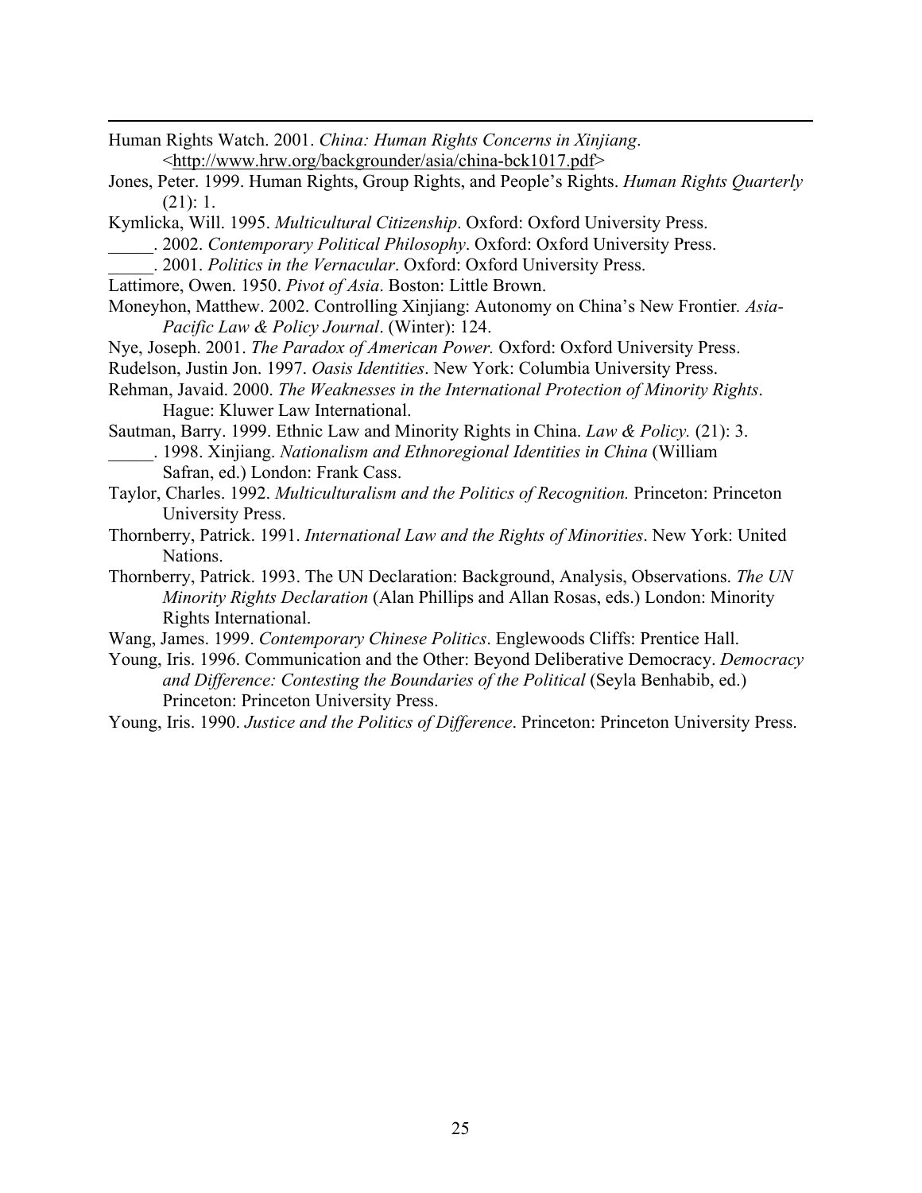Human Rights Watch. 2001. *China: Human Rights Concerns in Xinjiang*. <http://www.hrw.org/backgrounder/asia/china-bck1017.pdf>

Jones, Peter. 1999. Human Rights, Group Rights, and People's Rights. *Human Rights Quarterly* (21): 1.

Kymlicka, Will. 1995. *Multicultural Citizenship*. Oxford: Oxford University Press.

_____. 2002. *Contemporary Political Philosophy*. Oxford: Oxford University Press.

_____. 2001. *Politics in the Vernacular*. Oxford: Oxford University Press.

Lattimore, Owen. 1950. *Pivot of Asia*. Boston: Little Brown.

Moneyhon, Matthew. 2002. Controlling Xinjiang: Autonomy on China's New Frontier. *Asia-Pacific Law & Policy Journal*. (Winter): 124.

Nye, Joseph. 2001. *The Paradox of American Power.* Oxford: Oxford University Press.

Rudelson, Justin Jon. 1997. *Oasis Identities*. New York: Columbia University Press.

Rehman, Javaid. 2000. *The Weaknesses in the International Protection of Minority Rights*. Hague: Kluwer Law International.

Sautman, Barry. 1999. Ethnic Law and Minority Rights in China. *Law & Policy.* (21): 3.

_____. 1998. Xinjiang. *Nationalism and Ethnoregional Identities in China* (William Safran, ed.) London: Frank Cass.

Taylor, Charles. 1992. *Multiculturalism and the Politics of Recognition.* Princeton: Princeton University Press.

Thornberry, Patrick. 1991. *International Law and the Rights of Minorities*. New York: United Nations.

Thornberry, Patrick. 1993. The UN Declaration: Background, Analysis, Observations. *The UN Minority Rights Declaration* (Alan Phillips and Allan Rosas, eds.) London: Minority Rights International.

Wang, James. 1999. *Contemporary Chinese Politics*. Englewoods Cliffs: Prentice Hall.

Young, Iris. 1996. Communication and the Other: Beyond Deliberative Democracy. *Democracy and Difference: Contesting the Boundaries of the Political* (Seyla Benhabib, ed.) Princeton: Princeton University Press.

Young, Iris. 1990. *Justice and the Politics of Difference*. Princeton: Princeton University Press.